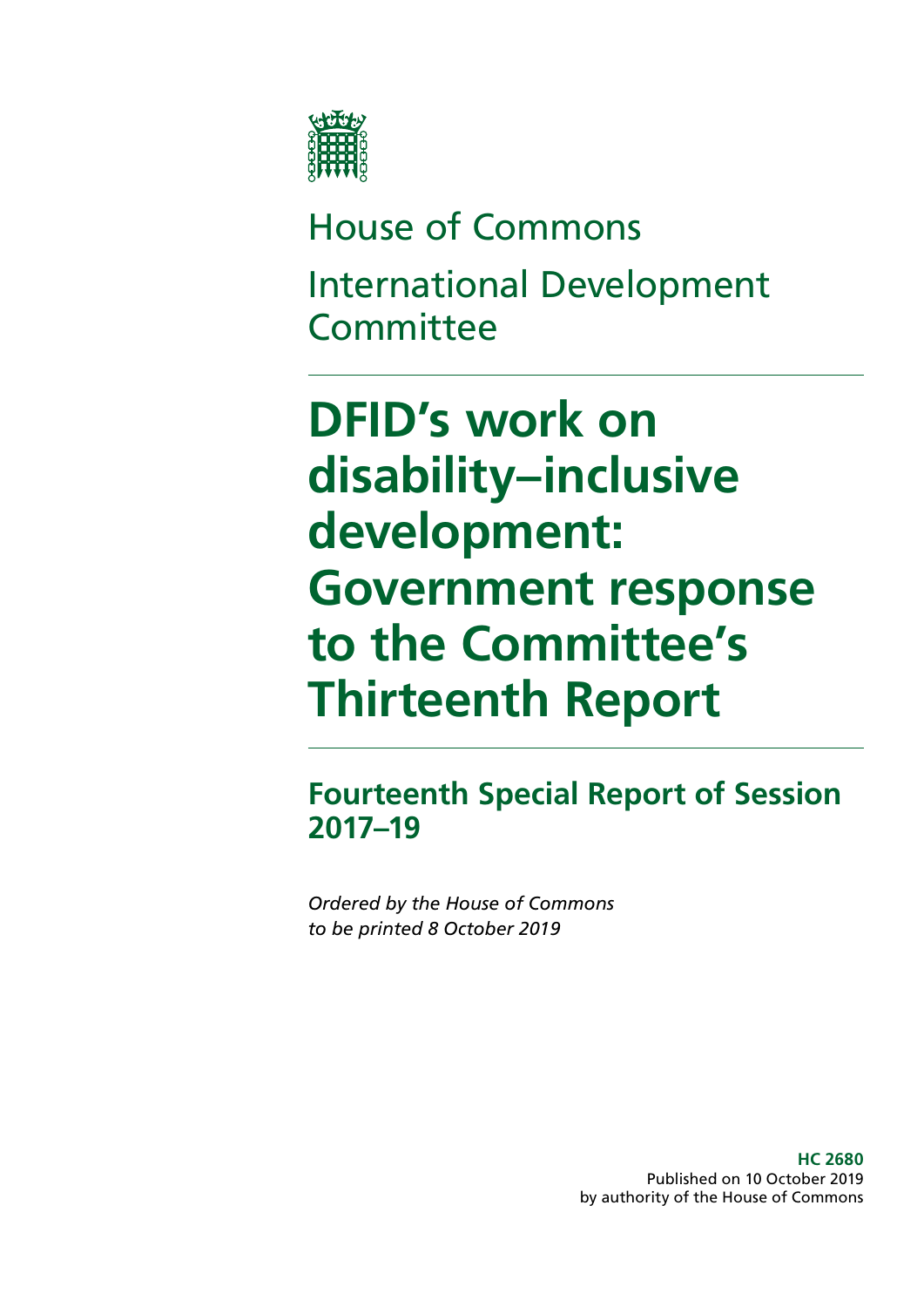House of Commons

International Development Committee

# DFID's work on disability–inclusive development: Government response to the Committee's Thirteenth Report

## Fourteenth Special Report of Session 2017–19

*Ordered by the House of Commons to be printed 8 October 2019*

**HC 2680**
Published on 10 October 2019
by authority of the House of Commons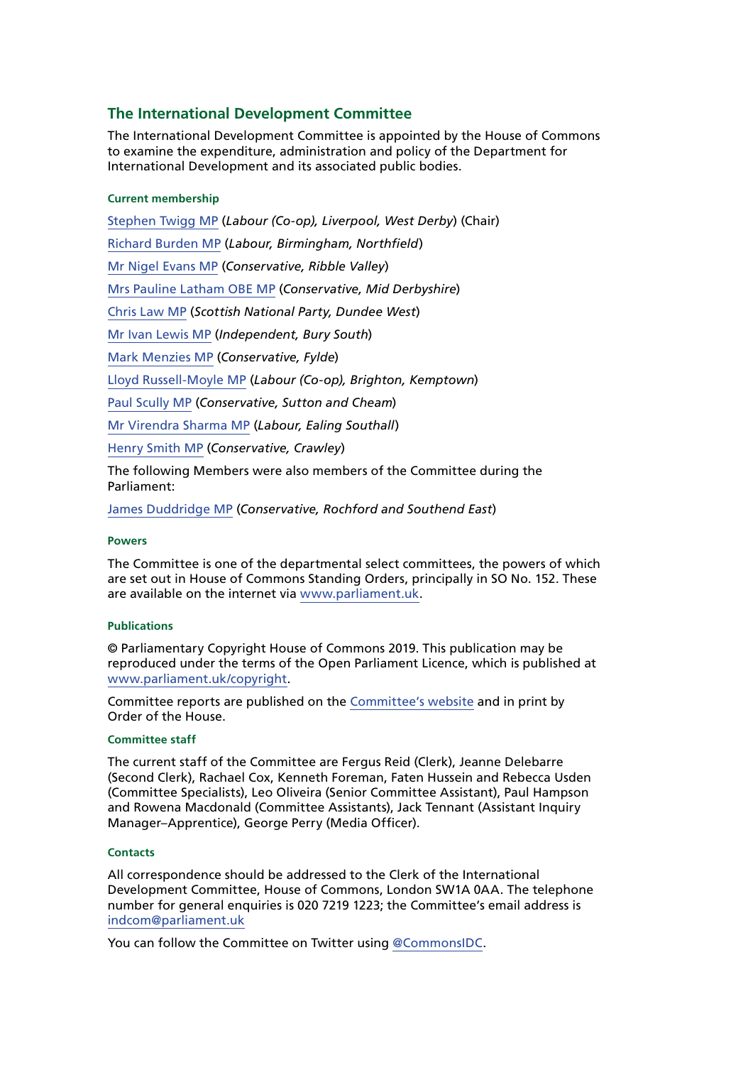## The International Development Committee

The International Development Committee is appointed by the House of Commons to examine the expenditure, administration and policy of the Department for International Development and its associated public bodies.

### Current membership

Stephen Twigg MP (*Labour (Co-op), Liverpool, West Derby*) (Chair)

Richard Burden MP (*Labour, Birmingham, Northfield*)

Mr Nigel Evans MP (*Conservative, Ribble Valley*)

Mrs Pauline Latham OBE MP (*Conservative, Mid Derbyshire*)

Chris Law MP (*Scottish National Party, Dundee West*)

Mr Ivan Lewis MP (*Independent, Bury South*)

Mark Menzies MP (*Conservative, Fylde*)

Lloyd Russell-Moyle MP (*Labour (Co-op), Brighton, Kemptown*)

Paul Scully MP (*Conservative, Sutton and Cheam*)

Mr Virendra Sharma MP (*Labour, Ealing Southall*)

Henry Smith MP (*Conservative, Crawley*)

The following Members were also members of the Committee during the Parliament:

James Duddridge MP (*Conservative, Rochford and Southend East*)

### Powers

The Committee is one of the departmental select committees, the powers of which are set out in House of Commons Standing Orders, principally in SO No. 152. These are available on the internet via www.parliament.uk.

### Publications

© Parliamentary Copyright House of Commons 2019. This publication may be reproduced under the terms of the Open Parliament Licence, which is published at www.parliament.uk/copyright.

Committee reports are published on the Committee's website and in print by Order of the House.

### Committee staff

The current staff of the Committee are Fergus Reid (Clerk), Jeanne Delebarre (Second Clerk), Rachael Cox, Kenneth Foreman, Faten Hussein and Rebecca Usden (Committee Specialists), Leo Oliveira (Senior Committee Assistant), Paul Hampson and Rowena Macdonald (Committee Assistants), Jack Tennant (Assistant Inquiry Manager–Apprentice), George Perry (Media Officer).

### Contacts

All correspondence should be addressed to the Clerk of the International Development Committee, House of Commons, London SW1A 0AA. The telephone number for general enquiries is 020 7219 1223; the Committee's email address is indcom@parliament.uk

You can follow the Committee on Twitter using @CommonsIDC.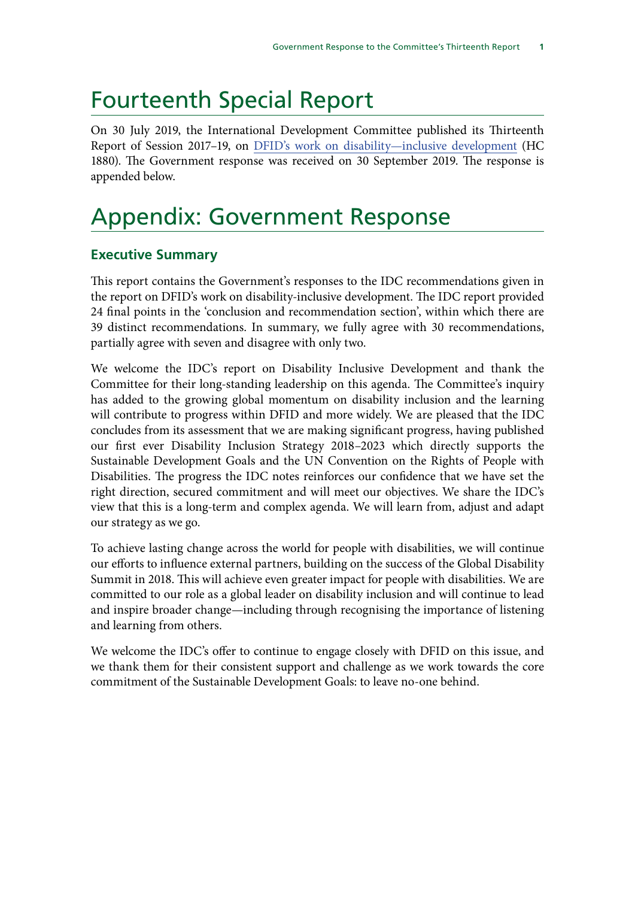# Fourteenth Special Report

On 30 July 2019, the International Development Committee published its Thirteenth Report of Session 2017–19, on DFID's work on disability—inclusive development (HC 1880). The Government response was received on 30 September 2019. The response is appended below.

# Appendix: Government Response

## Executive Summary

This report contains the Government's responses to the IDC recommendations given in the report on DFID's work on disability-inclusive development. The IDC report provided 24 final points in the 'conclusion and recommendation section', within which there are 39 distinct recommendations. In summary, we fully agree with 30 recommendations, partially agree with seven and disagree with only two.

We welcome the IDC's report on Disability Inclusive Development and thank the Committee for their long-standing leadership on this agenda. The Committee's inquiry has added to the growing global momentum on disability inclusion and the learning will contribute to progress within DFID and more widely. We are pleased that the IDC concludes from its assessment that we are making significant progress, having published our first ever Disability Inclusion Strategy 2018–2023 which directly supports the Sustainable Development Goals and the UN Convention on the Rights of People with Disabilities. The progress the IDC notes reinforces our confidence that we have set the right direction, secured commitment and will meet our objectives. We share the IDC's view that this is a long-term and complex agenda. We will learn from, adjust and adapt our strategy as we go.

To achieve lasting change across the world for people with disabilities, we will continue our efforts to influence external partners, building on the success of the Global Disability Summit in 2018. This will achieve even greater impact for people with disabilities. We are committed to our role as a global leader on disability inclusion and will continue to lead and inspire broader change—including through recognising the importance of listening and learning from others.

We welcome the IDC's offer to continue to engage closely with DFID on this issue, and we thank them for their consistent support and challenge as we work towards the core commitment of the Sustainable Development Goals: to leave no-one behind.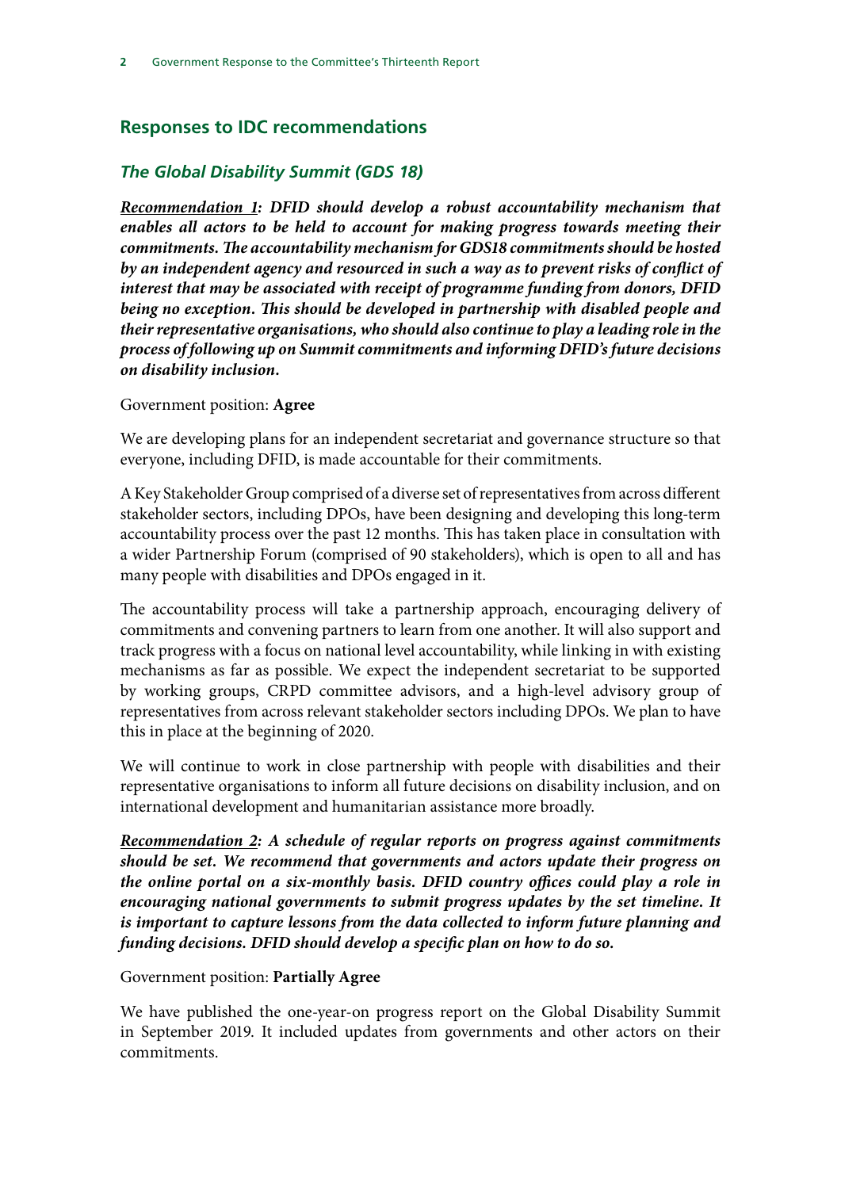## Responses to IDC recommendations

### *The Global Disability Summit (GDS 18)*

***Recommendation 1*: DFID should develop a robust accountability mechanism that enables all actors to be held to account for making progress towards meeting their commitments. The accountability mechanism for GDS18 commitments should be hosted by an independent agency and resourced in such a way as to prevent risks of conflict of interest that may be associated with receipt of programme funding from donors, DFID being no exception. This should be developed in partnership with disabled people and their representative organisations, who should also continue to play a leading role in the process of following up on Summit commitments and informing DFID's future decisions on disability inclusion.**

Government position: **Agree**

We are developing plans for an independent secretariat and governance structure so that everyone, including DFID, is made accountable for their commitments.

A Key Stakeholder Group comprised of a diverse set of representatives from across different stakeholder sectors, including DPOs, have been designing and developing this long-term accountability process over the past 12 months. This has taken place in consultation with a wider Partnership Forum (comprised of 90 stakeholders), which is open to all and has many people with disabilities and DPOs engaged in it.

The accountability process will take a partnership approach, encouraging delivery of commitments and convening partners to learn from one another. It will also support and track progress with a focus on national level accountability, while linking in with existing mechanisms as far as possible. We expect the independent secretariat to be supported by working groups, CRPD committee advisors, and a high-level advisory group of representatives from across relevant stakeholder sectors including DPOs. We plan to have this in place at the beginning of 2020.

We will continue to work in close partnership with people with disabilities and their representative organisations to inform all future decisions on disability inclusion, and on international development and humanitarian assistance more broadly.

***Recommendation 2*: A schedule of regular reports on progress against commitments should be set. We recommend that governments and actors update their progress on the online portal on a six-monthly basis. DFID country offices could play a role in encouraging national governments to submit progress updates by the set timeline. It is important to capture lessons from the data collected to inform future planning and funding decisions. DFID should develop a specific plan on how to do so.**

Government position: **Partially Agree**

We have published the one-year-on progress report on the Global Disability Summit in September 2019. It included updates from governments and other actors on their commitments.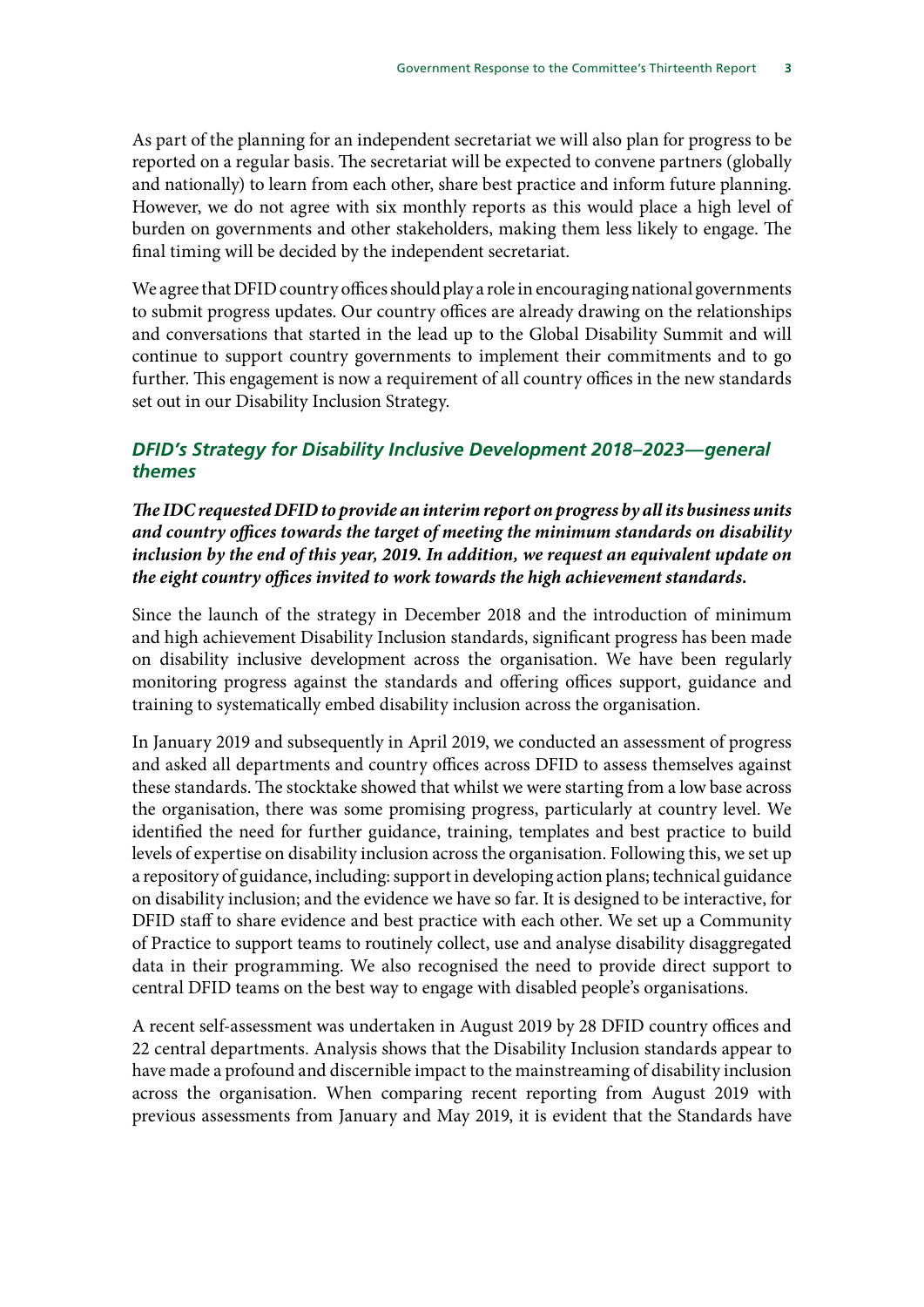As part of the planning for an independent secretariat we will also plan for progress to be reported on a regular basis. The secretariat will be expected to convene partners (globally and nationally) to learn from each other, share best practice and inform future planning. However, we do not agree with six monthly reports as this would place a high level of burden on governments and other stakeholders, making them less likely to engage. The final timing will be decided by the independent secretariat.

We agree that DFID country offices should play a role in encouraging national governments to submit progress updates. Our country offices are already drawing on the relationships and conversations that started in the lead up to the Global Disability Summit and will continue to support country governments to implement their commitments and to go further. This engagement is now a requirement of all country offices in the new standards set out in our Disability Inclusion Strategy.

### *DFID's Strategy for Disability Inclusive Development 2018–2023—general themes*

***The IDC requested DFID to provide an interim report on progress by all its business units and country offices towards the target of meeting the minimum standards on disability inclusion by the end of this year, 2019. In addition, we request an equivalent update on the eight country offices invited to work towards the high achievement standards.***

Since the launch of the strategy in December 2018 and the introduction of minimum and high achievement Disability Inclusion standards, significant progress has been made on disability inclusive development across the organisation. We have been regularly monitoring progress against the standards and offering offices support, guidance and training to systematically embed disability inclusion across the organisation.

In January 2019 and subsequently in April 2019, we conducted an assessment of progress and asked all departments and country offices across DFID to assess themselves against these standards. The stocktake showed that whilst we were starting from a low base across the organisation, there was some promising progress, particularly at country level. We identified the need for further guidance, training, templates and best practice to build levels of expertise on disability inclusion across the organisation. Following this, we set up a repository of guidance, including: support in developing action plans; technical guidance on disability inclusion; and the evidence we have so far. It is designed to be interactive, for DFID staff to share evidence and best practice with each other. We set up a Community of Practice to support teams to routinely collect, use and analyse disability disaggregated data in their programming. We also recognised the need to provide direct support to central DFID teams on the best way to engage with disabled people's organisations.

A recent self-assessment was undertaken in August 2019 by 28 DFID country offices and 22 central departments. Analysis shows that the Disability Inclusion standards appear to have made a profound and discernible impact to the mainstreaming of disability inclusion across the organisation. When comparing recent reporting from August 2019 with previous assessments from January and May 2019, it is evident that the Standards have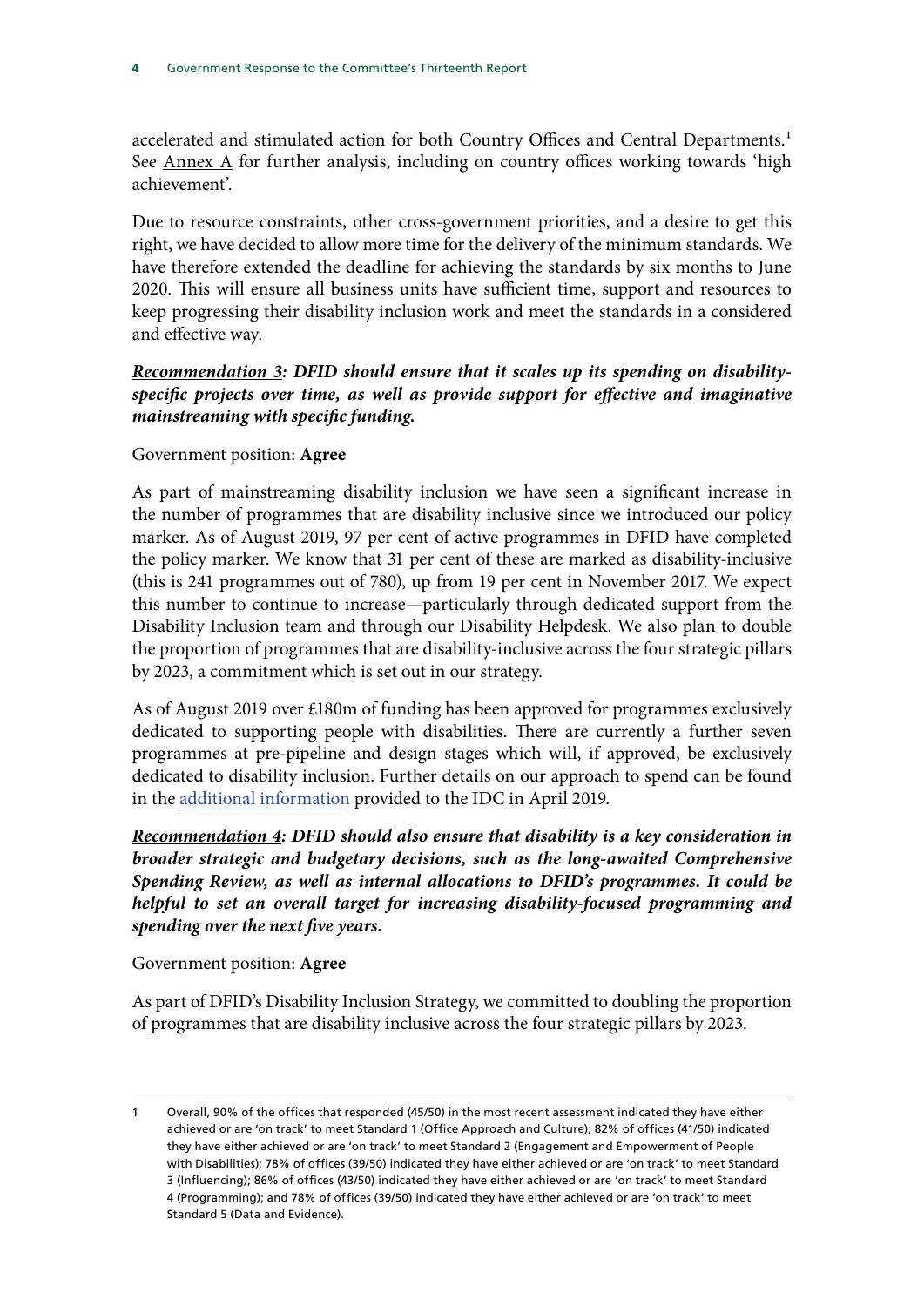accelerated and stimulated action for both Country Offices and Central Departments.[1] See Annex A for further analysis, including on country offices working towards 'high achievement'.

Due to resource constraints, other cross-government priorities, and a desire to get this right, we have decided to allow more time for the delivery of the minimum standards. We have therefore extended the deadline for achieving the standards by six months to June 2020. This will ensure all business units have sufficient time, support and resources to keep progressing their disability inclusion work and meet the standards in a considered and effective way.

***Recommendation 3*: DFID should ensure that it scales up its spending on disability-specific projects over time, as well as provide support for effective and imaginative mainstreaming with specific funding.**

Government position: **Agree**

As part of mainstreaming disability inclusion we have seen a significant increase in the number of programmes that are disability inclusive since we introduced our policy marker. As of August 2019, 97 per cent of active programmes in DFID have completed the policy marker. We know that 31 per cent of these are marked as disability-inclusive (this is 241 programmes out of 780), up from 19 per cent in November 2017. We expect this number to continue to increase—particularly through dedicated support from the Disability Inclusion team and through our Disability Helpdesk. We also plan to double the proportion of programmes that are disability-inclusive across the four strategic pillars by 2023, a commitment which is set out in our strategy.

As of August 2019 over £180m of funding has been approved for programmes exclusively dedicated to supporting people with disabilities. There are currently a further seven programmes at pre-pipeline and design stages which will, if approved, be exclusively dedicated to disability inclusion. Further details on our approach to spend can be found in the additional information provided to the IDC in April 2019.

***Recommendation 4*: DFID should also ensure that disability is a key consideration in broader strategic and budgetary decisions, such as the long-awaited Comprehensive Spending Review, as well as internal allocations to DFID's programmes. It could be helpful to set an overall target for increasing disability-focused programming and spending over the next five years.**

Government position: **Agree**

As part of DFID's Disability Inclusion Strategy, we committed to doubling the proportion of programmes that are disability inclusive across the four strategic pillars by 2023.

---

1 Overall, 90% of the offices that responded (45/50) in the most recent assessment indicated they have either achieved or are 'on track' to meet Standard 1 (Office Approach and Culture); 82% of offices (41/50) indicated they have either achieved or are 'on track' to meet Standard 2 (Engagement and Empowerment of People with Disabilities); 78% of offices (39/50) indicated they have either achieved or are 'on track' to meet Standard 3 (Influencing); 86% of offices (43/50) indicated they have either achieved or are 'on track' to meet Standard 4 (Programming); and 78% of offices (39/50) indicated they have either achieved or are 'on track' to meet Standard 5 (Data and Evidence).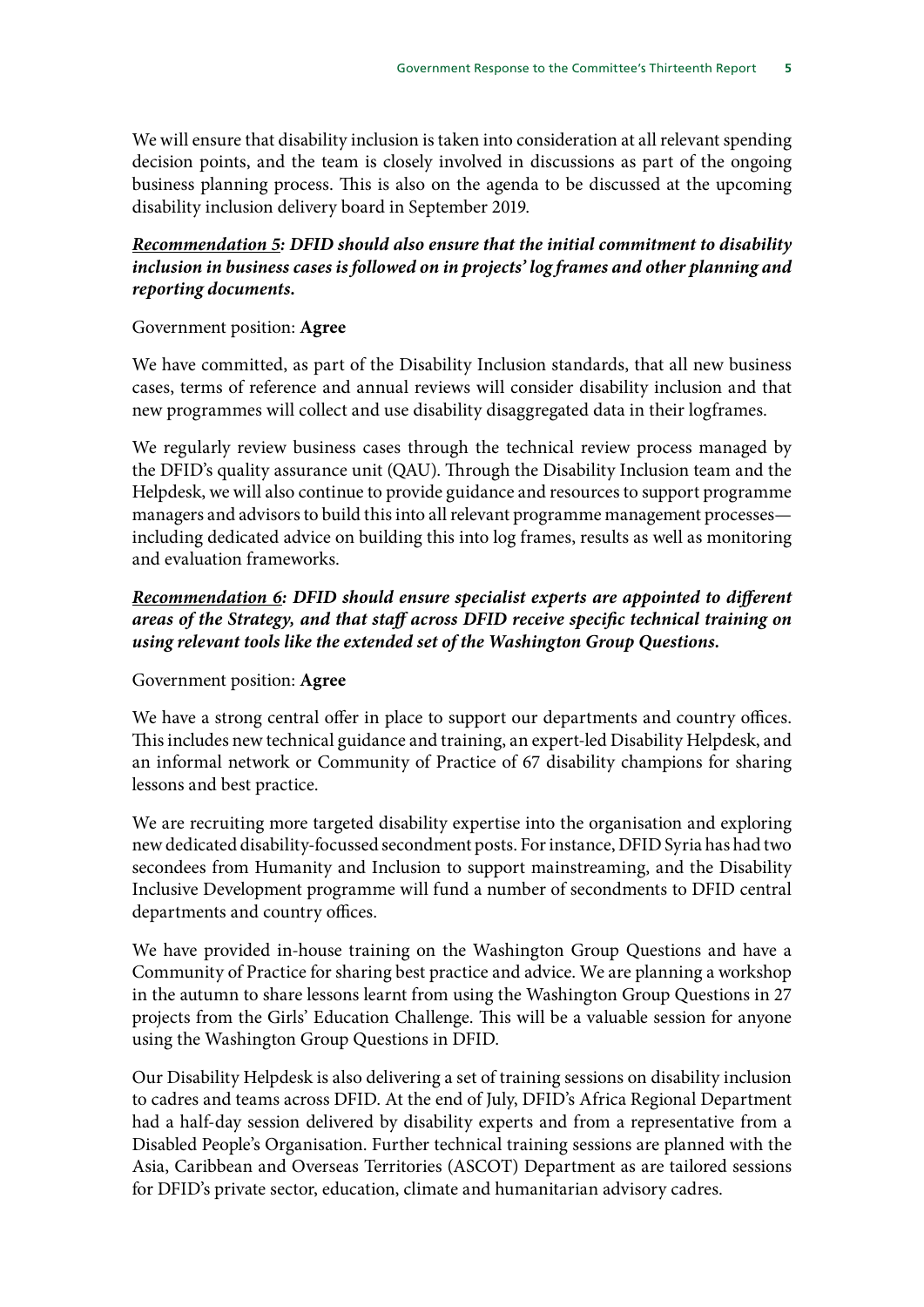We will ensure that disability inclusion is taken into consideration at all relevant spending decision points, and the team is closely involved in discussions as part of the ongoing business planning process. This is also on the agenda to be discussed at the upcoming disability inclusion delivery board in September 2019.

***__Recommendation 5__: DFID should also ensure that the initial commitment to disability inclusion in business cases is followed on in projects' log frames and other planning and reporting documents.***

Government position: **Agree**

We have committed, as part of the Disability Inclusion standards, that all new business cases, terms of reference and annual reviews will consider disability inclusion and that new programmes will collect and use disability disaggregated data in their logframes.

We regularly review business cases through the technical review process managed by the DFID's quality assurance unit (QAU). Through the Disability Inclusion team and the Helpdesk, we will also continue to provide guidance and resources to support programme managers and advisors to build this into all relevant programme management processes—including dedicated advice on building this into log frames, results as well as monitoring and evaluation frameworks.

***__Recommendation 6__: DFID should ensure specialist experts are appointed to different areas of the Strategy, and that staff across DFID receive specific technical training on using relevant tools like the extended set of the Washington Group Questions.***

Government position: **Agree**

We have a strong central offer in place to support our departments and country offices. This includes new technical guidance and training, an expert-led Disability Helpdesk, and an informal network or Community of Practice of 67 disability champions for sharing lessons and best practice.

We are recruiting more targeted disability expertise into the organisation and exploring new dedicated disability-focussed secondment posts. For instance, DFID Syria has had two secondees from Humanity and Inclusion to support mainstreaming, and the Disability Inclusive Development programme will fund a number of secondments to DFID central departments and country offices.

We have provided in-house training on the Washington Group Questions and have a Community of Practice for sharing best practice and advice. We are planning a workshop in the autumn to share lessons learnt from using the Washington Group Questions in 27 projects from the Girls' Education Challenge. This will be a valuable session for anyone using the Washington Group Questions in DFID.

Our Disability Helpdesk is also delivering a set of training sessions on disability inclusion to cadres and teams across DFID. At the end of July, DFID's Africa Regional Department had a half-day session delivered by disability experts and from a representative from a Disabled People's Organisation. Further technical training sessions are planned with the Asia, Caribbean and Overseas Territories (ASCOT) Department as are tailored sessions for DFID's private sector, education, climate and humanitarian advisory cadres.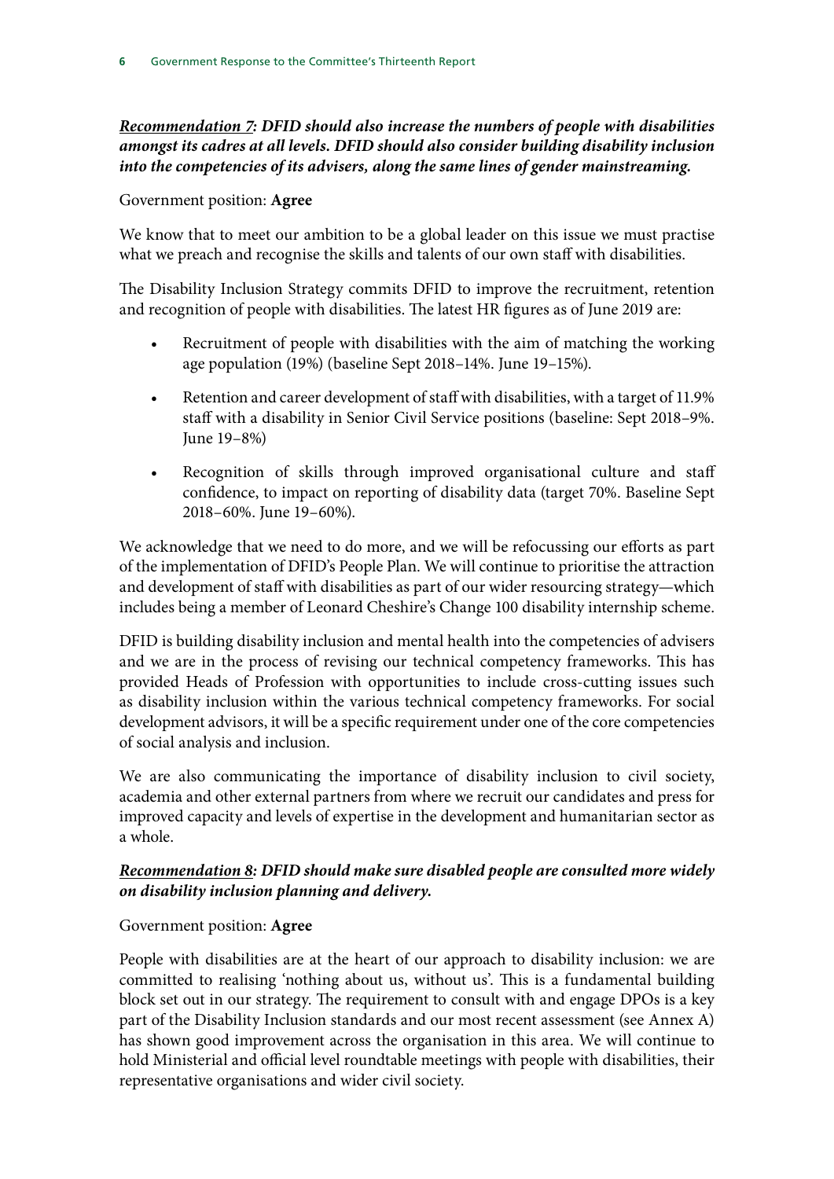***Recommendation 7*: DFID should also increase the numbers of people with disabilities amongst its cadres at all levels. DFID should also consider building disability inclusion into the competencies of its advisers, along the same lines of gender mainstreaming.**

Government position: **Agree**

We know that to meet our ambition to be a global leader on this issue we must practise what we preach and recognise the skills and talents of our own staff with disabilities.

The Disability Inclusion Strategy commits DFID to improve the recruitment, retention and recognition of people with disabilities. The latest HR figures as of June 2019 are:

- Recruitment of people with disabilities with the aim of matching the working age population (19%) (baseline Sept 2018–14%. June 19–15%).
- Retention and career development of staff with disabilities, with a target of 11.9% staff with a disability in Senior Civil Service positions (baseline: Sept 2018–9%. June 19–8%)
- Recognition of skills through improved organisational culture and staff confidence, to impact on reporting of disability data (target 70%. Baseline Sept 2018–60%. June 19–60%).

We acknowledge that we need to do more, and we will be refocussing our efforts as part of the implementation of DFID's People Plan. We will continue to prioritise the attraction and development of staff with disabilities as part of our wider resourcing strategy—which includes being a member of Leonard Cheshire's Change 100 disability internship scheme.

DFID is building disability inclusion and mental health into the competencies of advisers and we are in the process of revising our technical competency frameworks. This has provided Heads of Profession with opportunities to include cross-cutting issues such as disability inclusion within the various technical competency frameworks. For social development advisors, it will be a specific requirement under one of the core competencies of social analysis and inclusion.

We are also communicating the importance of disability inclusion to civil society, academia and other external partners from where we recruit our candidates and press for improved capacity and levels of expertise in the development and humanitarian sector as a whole.

***Recommendation 8*: DFID should make sure disabled people are consulted more widely on disability inclusion planning and delivery.**

Government position: **Agree**

People with disabilities are at the heart of our approach to disability inclusion: we are committed to realising 'nothing about us, without us'. This is a fundamental building block set out in our strategy. The requirement to consult with and engage DPOs is a key part of the Disability Inclusion standards and our most recent assessment (see Annex A) has shown good improvement across the organisation in this area. We will continue to hold Ministerial and official level roundtable meetings with people with disabilities, their representative organisations and wider civil society.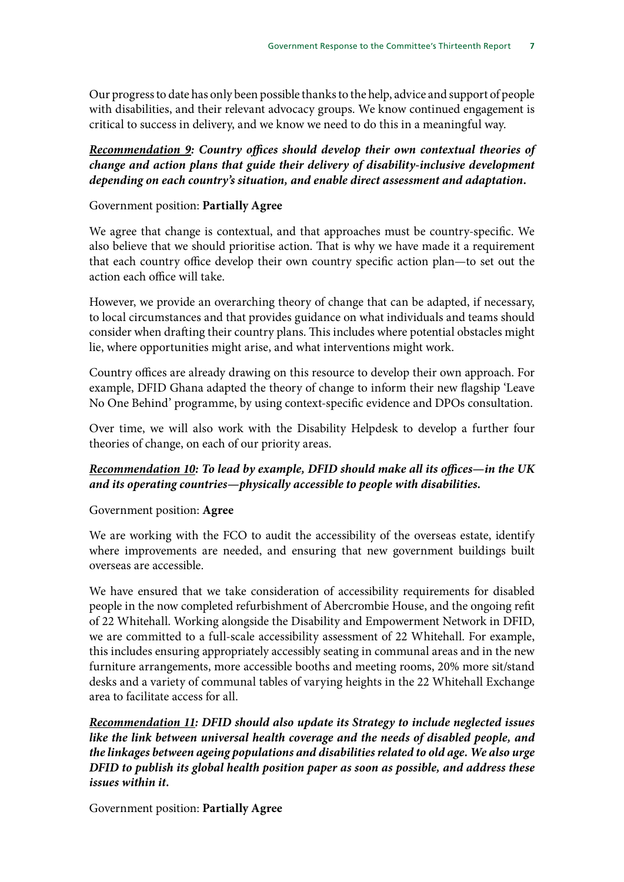Our progress to date has only been possible thanks to the help, advice and support of people with disabilities, and their relevant advocacy groups. We know continued engagement is critical to success in delivery, and we know we need to do this in a meaningful way.

***Recommendation 9*: Country offices should develop their own contextual theories of change and action plans that guide their delivery of disability-inclusive development depending on each country's situation, and enable direct assessment and adaptation.**

Government position: **Partially Agree**

We agree that change is contextual, and that approaches must be country-specific. We also believe that we should prioritise action. That is why we have made it a requirement that each country office develop their own country specific action plan—to set out the action each office will take.

However, we provide an overarching theory of change that can be adapted, if necessary, to local circumstances and that provides guidance on what individuals and teams should consider when drafting their country plans. This includes where potential obstacles might lie, where opportunities might arise, and what interventions might work.

Country offices are already drawing on this resource to develop their own approach. For example, DFID Ghana adapted the theory of change to inform their new flagship 'Leave No One Behind' programme, by using context-specific evidence and DPOs consultation.

Over time, we will also work with the Disability Helpdesk to develop a further four theories of change, on each of our priority areas.

***Recommendation 10*: To lead by example, DFID should make all its offices—in the UK and its operating countries—physically accessible to people with disabilities.**

Government position: **Agree**

We are working with the FCO to audit the accessibility of the overseas estate, identify where improvements are needed, and ensuring that new government buildings built overseas are accessible.

We have ensured that we take consideration of accessibility requirements for disabled people in the now completed refurbishment of Abercrombie House, and the ongoing refit of 22 Whitehall. Working alongside the Disability and Empowerment Network in DFID, we are committed to a full-scale accessibility assessment of 22 Whitehall. For example, this includes ensuring appropriately accessibly seating in communal areas and in the new furniture arrangements, more accessible booths and meeting rooms, 20% more sit/stand desks and a variety of communal tables of varying heights in the 22 Whitehall Exchange area to facilitate access for all.

***Recommendation 11*: DFID should also update its Strategy to include neglected issues like the link between universal health coverage and the needs of disabled people, and the linkages between ageing populations and disabilities related to old age. We also urge DFID to publish its global health position paper as soon as possible, and address these issues within it.**

Government position: **Partially Agree**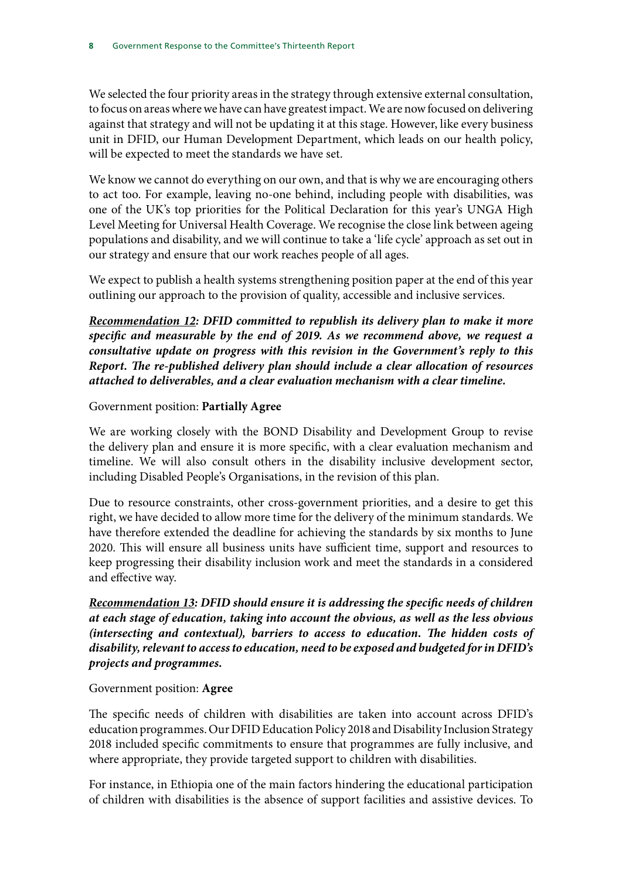We selected the four priority areas in the strategy through extensive external consultation, to focus on areas where we have can have greatest impact. We are now focused on delivering against that strategy and will not be updating it at this stage. However, like every business unit in DFID, our Human Development Department, which leads on our health policy, will be expected to meet the standards we have set.

We know we cannot do everything on our own, and that is why we are encouraging others to act too. For example, leaving no-one behind, including people with disabilities, was one of the UK's top priorities for the Political Declaration for this year's UNGA High Level Meeting for Universal Health Coverage. We recognise the close link between ageing populations and disability, and we will continue to take a 'life cycle' approach as set out in our strategy and ensure that our work reaches people of all ages.

We expect to publish a health systems strengthening position paper at the end of this year outlining our approach to the provision of quality, accessible and inclusive services.

***Recommendation 12*: DFID committed to republish its delivery plan to make it more specific and measurable by the end of 2019. As we recommend above, we request a consultative update on progress with this revision in the Government's reply to this Report. The re-published delivery plan should include a clear allocation of resources attached to deliverables, and a clear evaluation mechanism with a clear timeline.**

Government position: **Partially Agree**

We are working closely with the BOND Disability and Development Group to revise the delivery plan and ensure it is more specific, with a clear evaluation mechanism and timeline. We will also consult others in the disability inclusive development sector, including Disabled People's Organisations, in the revision of this plan.

Due to resource constraints, other cross-government priorities, and a desire to get this right, we have decided to allow more time for the delivery of the minimum standards. We have therefore extended the deadline for achieving the standards by six months to June 2020. This will ensure all business units have sufficient time, support and resources to keep progressing their disability inclusion work and meet the standards in a considered and effective way.

***Recommendation 13*: DFID should ensure it is addressing the specific needs of children at each stage of education, taking into account the obvious, as well as the less obvious (intersecting and contextual), barriers to access to education. The hidden costs of disability, relevant to access to education, need to be exposed and budgeted for in DFID's projects and programmes.**

Government position: **Agree**

The specific needs of children with disabilities are taken into account across DFID's education programmes. Our DFID Education Policy 2018 and Disability Inclusion Strategy 2018 included specific commitments to ensure that programmes are fully inclusive, and where appropriate, they provide targeted support to children with disabilities.

For instance, in Ethiopia one of the main factors hindering the educational participation of children with disabilities is the absence of support facilities and assistive devices. To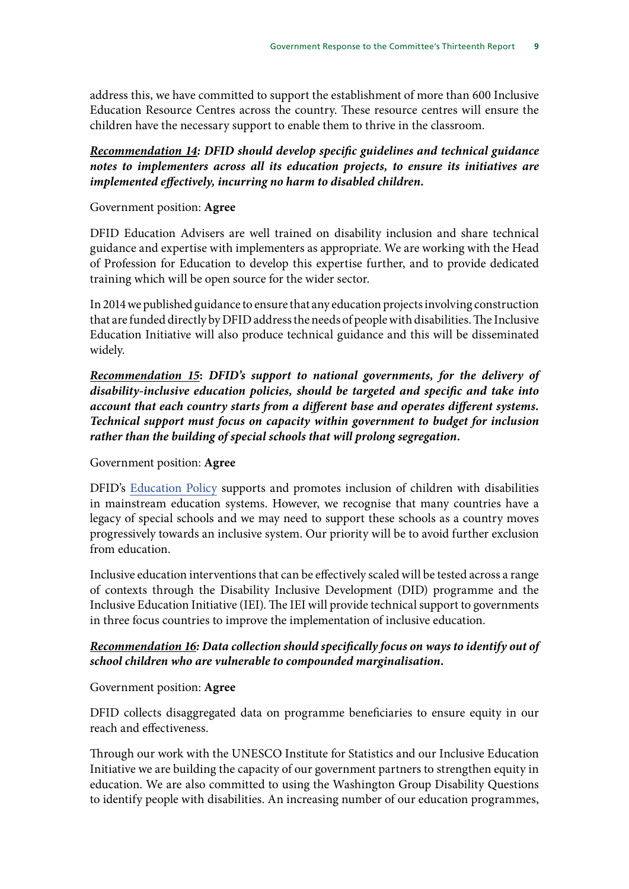address this, we have committed to support the establishment of more than 600 Inclusive Education Resource Centres across the country. These resource centres will ensure the children have the necessary support to enable them to thrive in the classroom.

***Recommendation 14: DFID should develop specific guidelines and technical guidance notes to implementers across all its education projects, to ensure its initiatives are implemented effectively, incurring no harm to disabled children.***

Government position: **Agree**

DFID Education Advisers are well trained on disability inclusion and share technical guidance and expertise with implementers as appropriate. We are working with the Head of Profession for Education to develop this expertise further, and to provide dedicated training which will be open source for the wider sector.

In 2014 we published guidance to ensure that any education projects involving construction that are funded directly by DFID address the needs of people with disabilities. The Inclusive Education Initiative will also produce technical guidance and this will be disseminated widely.

***Recommendation 15: DFID's support to national governments, for the delivery of disability-inclusive education policies, should be targeted and specific and take into account that each country starts from a different base and operates different systems. Technical support must focus on capacity within government to budget for inclusion rather than the building of special schools that will prolong segregation.***

Government position: **Agree**

DFID's Education Policy supports and promotes inclusion of children with disabilities in mainstream education systems. However, we recognise that many countries have a legacy of special schools and we may need to support these schools as a country moves progressively towards an inclusive system. Our priority will be to avoid further exclusion from education.

Inclusive education interventions that can be effectively scaled will be tested across a range of contexts through the Disability Inclusive Development (DID) programme and the Inclusive Education Initiative (IEI). The IEI will provide technical support to governments in three focus countries to improve the implementation of inclusive education.

***Recommendation 16: Data collection should specifically focus on ways to identify out of school children who are vulnerable to compounded marginalisation.***

Government position: **Agree**

DFID collects disaggregated data on programme beneficiaries to ensure equity in our reach and effectiveness.

Through our work with the UNESCO Institute for Statistics and our Inclusive Education Initiative we are building the capacity of our government partners to strengthen equity in education. We are also committed to using the Washington Group Disability Questions to identify people with disabilities. An increasing number of our education programmes,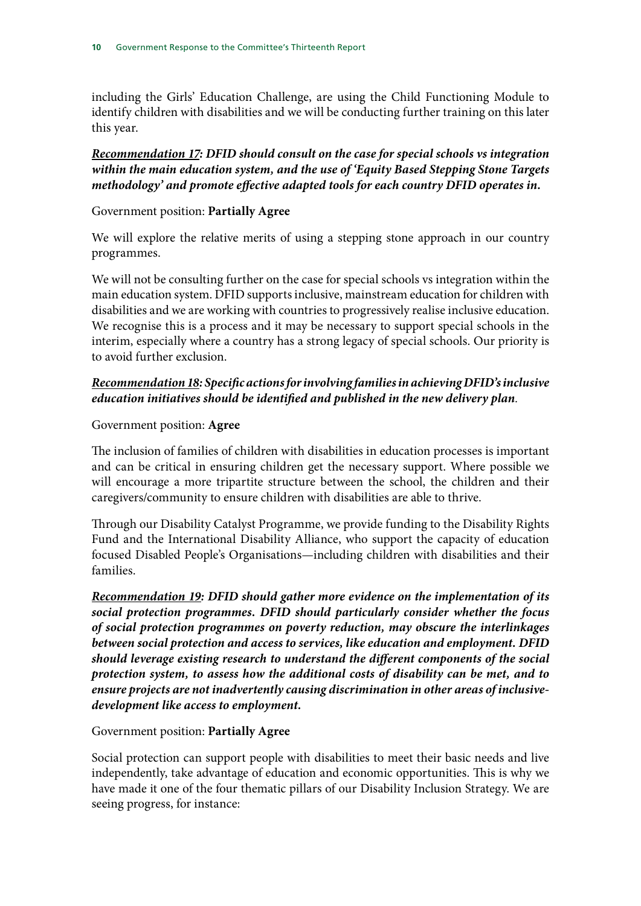including the Girls' Education Challenge, are using the Child Functioning Module to identify children with disabilities and we will be conducting further training on this later this year.

***<u>Recommendation 17</u>*: DFID should consult on the case for special schools vs integration within the main education system, and the use of 'Equity Based Stepping Stone Targets methodology' and promote effective adapted tools for each country DFID operates in.***

Government position: **Partially Agree**

We will explore the relative merits of using a stepping stone approach in our country programmes.

We will not be consulting further on the case for special schools vs integration within the main education system. DFID supports inclusive, mainstream education for children with disabilities and we are working with countries to progressively realise inclusive education. We recognise this is a process and it may be necessary to support special schools in the interim, especially where a country has a strong legacy of special schools. Our priority is to avoid further exclusion.

***<u>Recommendation 18</u>*: Specific actions for involving families in achieving DFID's inclusive education initiatives should be identified and published in the new delivery plan.***

Government position: **Agree**

The inclusion of families of children with disabilities in education processes is important and can be critical in ensuring children get the necessary support. Where possible we will encourage a more tripartite structure between the school, the children and their caregivers/community to ensure children with disabilities are able to thrive.

Through our Disability Catalyst Programme, we provide funding to the Disability Rights Fund and the International Disability Alliance, who support the capacity of education focused Disabled People's Organisations—including children with disabilities and their families.

***<u>Recommendation 19</u>*: DFID should gather more evidence on the implementation of its social protection programmes. DFID should particularly consider whether the focus of social protection programmes on poverty reduction, may obscure the interlinkages between social protection and access to services, like education and employment. DFID should leverage existing research to understand the different components of the social protection system, to assess how the additional costs of disability can be met, and to ensure projects are not inadvertently causing discrimination in other areas of inclusive-development like access to employment.***

Government position: **Partially Agree**

Social protection can support people with disabilities to meet their basic needs and live independently, take advantage of education and economic opportunities. This is why we have made it one of the four thematic pillars of our Disability Inclusion Strategy. We are seeing progress, for instance: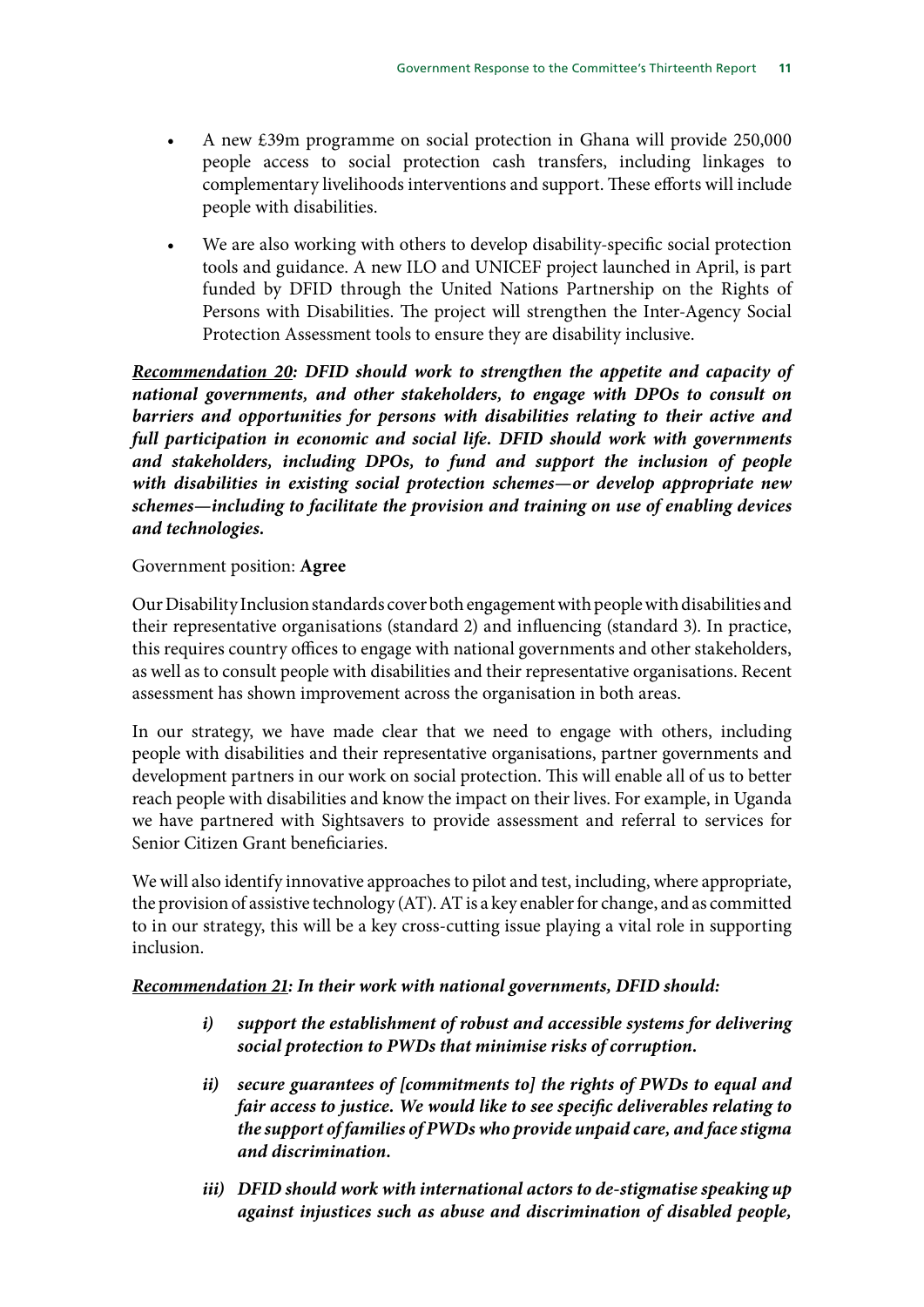- A new £39m programme on social protection in Ghana will provide 250,000 people access to social protection cash transfers, including linkages to complementary livelihoods interventions and support. These efforts will include people with disabilities.
- We are also working with others to develop disability-specific social protection tools and guidance. A new ILO and UNICEF project launched in April, is part funded by DFID through the United Nations Partnership on the Rights of Persons with Disabilities. The project will strengthen the Inter-Agency Social Protection Assessment tools to ensure they are disability inclusive.

***<u>Recommendation 20</u>: DFID should work to strengthen the appetite and capacity of national governments, and other stakeholders, to engage with DPOs to consult on barriers and opportunities for persons with disabilities relating to their active and full participation in economic and social life. DFID should work with governments and stakeholders, including DPOs, to fund and support the inclusion of people with disabilities in existing social protection schemes—or develop appropriate new schemes—including to facilitate the provision and training on use of enabling devices and technologies.***

Government position: **Agree**

Our Disability Inclusion standards cover both engagement with people with disabilities and their representative organisations (standard 2) and influencing (standard 3). In practice, this requires country offices to engage with national governments and other stakeholders, as well as to consult people with disabilities and their representative organisations. Recent assessment has shown improvement across the organisation in both areas.

In our strategy, we have made clear that we need to engage with others, including people with disabilities and their representative organisations, partner governments and development partners in our work on social protection. This will enable all of us to better reach people with disabilities and know the impact on their lives. For example, in Uganda we have partnered with Sightsavers to provide assessment and referral to services for Senior Citizen Grant beneficiaries.

We will also identify innovative approaches to pilot and test, including, where appropriate, the provision of assistive technology (AT). AT is a key enabler for change, and as committed to in our strategy, this will be a key cross-cutting issue playing a vital role in supporting inclusion.

***<u>Recommendation 21</u>: In their work with national governments, DFID should:***

***i) support the establishment of robust and accessible systems for delivering social protection to PWDs that minimise risks of corruption.***

***ii) secure guarantees of [commitments to] the rights of PWDs to equal and fair access to justice. We would like to see specific deliverables relating to the support of families of PWDs who provide unpaid care, and face stigma and discrimination.***

***iii) DFID should work with international actors to de-stigmatise speaking up against injustices such as abuse and discrimination of disabled people,***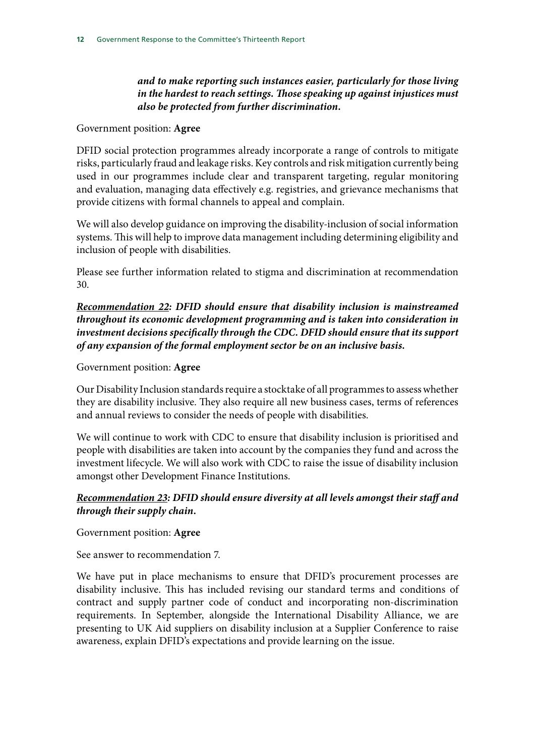***and to make reporting such instances easier, particularly for those living in the hardest to reach settings. Those speaking up against injustices must also be protected from further discrimination.***

Government position: **Agree**

DFID social protection programmes already incorporate a range of controls to mitigate risks, particularly fraud and leakage risks. Key controls and risk mitigation currently being used in our programmes include clear and transparent targeting, regular monitoring and evaluation, managing data effectively e.g. registries, and grievance mechanisms that provide citizens with formal channels to appeal and complain.

We will also develop guidance on improving the disability-inclusion of social information systems. This will help to improve data management including determining eligibility and inclusion of people with disabilities.

Please see further information related to stigma and discrimination at recommendation 30.

***<u>Recommendation 22</u>: DFID should ensure that disability inclusion is mainstreamed throughout its economic development programming and is taken into consideration in investment decisions specifically through the CDC. DFID should ensure that its support of any expansion of the formal employment sector be on an inclusive basis.***

Government position: **Agree**

Our Disability Inclusion standards require a stocktake of all programmes to assess whether they are disability inclusive. They also require all new business cases, terms of references and annual reviews to consider the needs of people with disabilities.

We will continue to work with CDC to ensure that disability inclusion is prioritised and people with disabilities are taken into account by the companies they fund and across the investment lifecycle. We will also work with CDC to raise the issue of disability inclusion amongst other Development Finance Institutions.

***<u>Recommendation 23</u>: DFID should ensure diversity at all levels amongst their staff and through their supply chain.***

Government position: **Agree**

See answer to recommendation 7.

We have put in place mechanisms to ensure that DFID's procurement processes are disability inclusive. This has included revising our standard terms and conditions of contract and supply partner code of conduct and incorporating non-discrimination requirements. In September, alongside the International Disability Alliance, we are presenting to UK Aid suppliers on disability inclusion at a Supplier Conference to raise awareness, explain DFID's expectations and provide learning on the issue.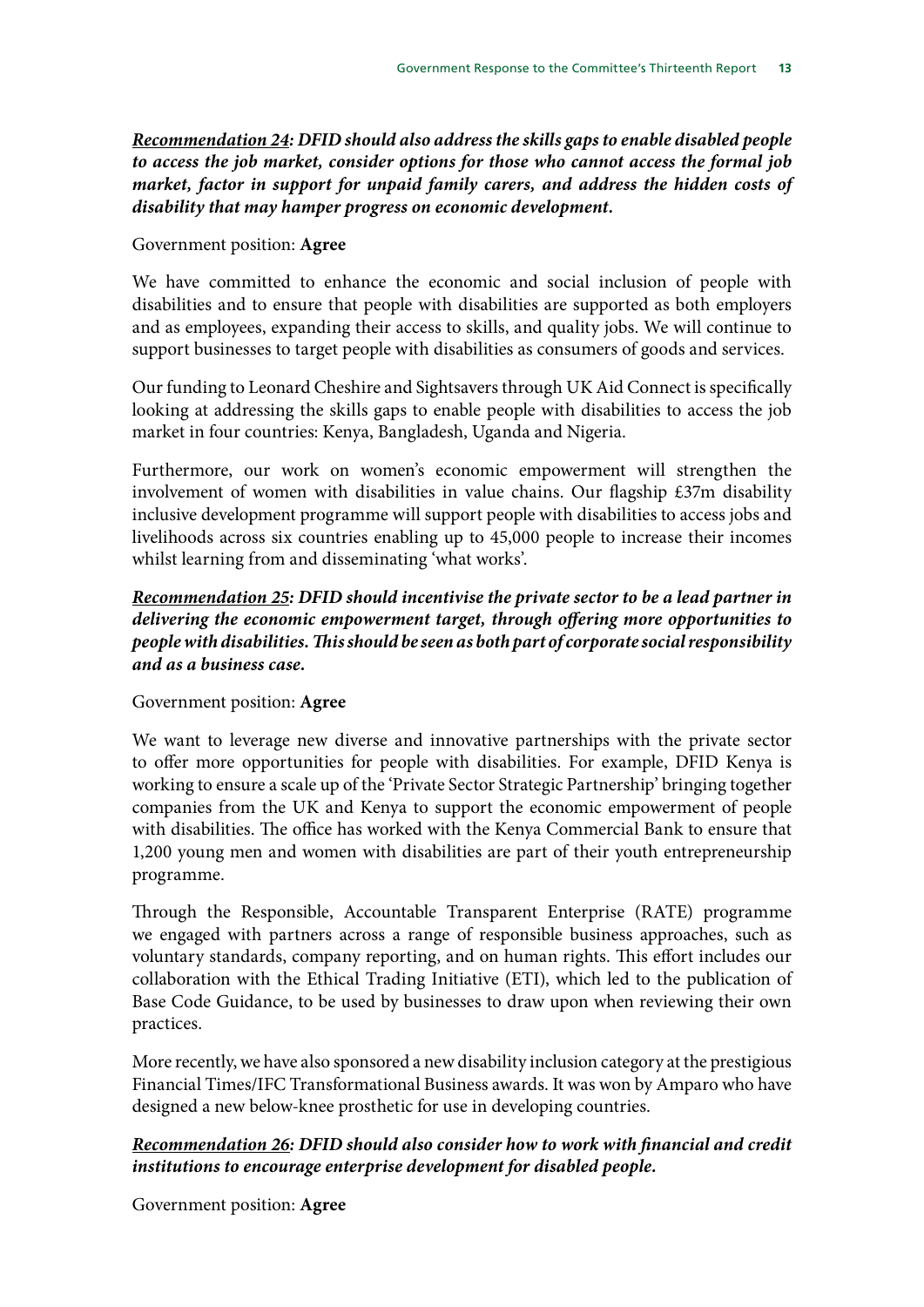***Recommendation 24**: DFID should also address the skills gaps to enable disabled people to access the job market, consider options for those who cannot access the formal job market, factor in support for unpaid family carers, and address the hidden costs of disability that may hamper progress on economic development.*

Government position: **Agree**

We have committed to enhance the economic and social inclusion of people with disabilities and to ensure that people with disabilities are supported as both employers and as employees, expanding their access to skills, and quality jobs. We will continue to support businesses to target people with disabilities as consumers of goods and services.

Our funding to Leonard Cheshire and Sightsavers through UK Aid Connect is specifically looking at addressing the skills gaps to enable people with disabilities to access the job market in four countries: Kenya, Bangladesh, Uganda and Nigeria.

Furthermore, our work on women's economic empowerment will strengthen the involvement of women with disabilities in value chains. Our flagship £37m disability inclusive development programme will support people with disabilities to access jobs and livelihoods across six countries enabling up to 45,000 people to increase their incomes whilst learning from and disseminating 'what works'.

***Recommendation 25**: DFID should incentivise the private sector to be a lead partner in delivering the economic empowerment target, through offering more opportunities to people with disabilities. This should be seen as both part of corporate social responsibility and as a business case.*

Government position: **Agree**

We want to leverage new diverse and innovative partnerships with the private sector to offer more opportunities for people with disabilities. For example, DFID Kenya is working to ensure a scale up of the 'Private Sector Strategic Partnership' bringing together companies from the UK and Kenya to support the economic empowerment of people with disabilities. The office has worked with the Kenya Commercial Bank to ensure that 1,200 young men and women with disabilities are part of their youth entrepreneurship programme.

Through the Responsible, Accountable Transparent Enterprise (RATE) programme we engaged with partners across a range of responsible business approaches, such as voluntary standards, company reporting, and on human rights. This effort includes our collaboration with the Ethical Trading Initiative (ETI), which led to the publication of Base Code Guidance, to be used by businesses to draw upon when reviewing their own practices.

More recently, we have also sponsored a new disability inclusion category at the prestigious Financial Times/IFC Transformational Business awards. It was won by Amparo who have designed a new below-knee prosthetic for use in developing countries.

***Recommendation 26**: DFID should also consider how to work with financial and credit institutions to encourage enterprise development for disabled people.*

Government position: **Agree**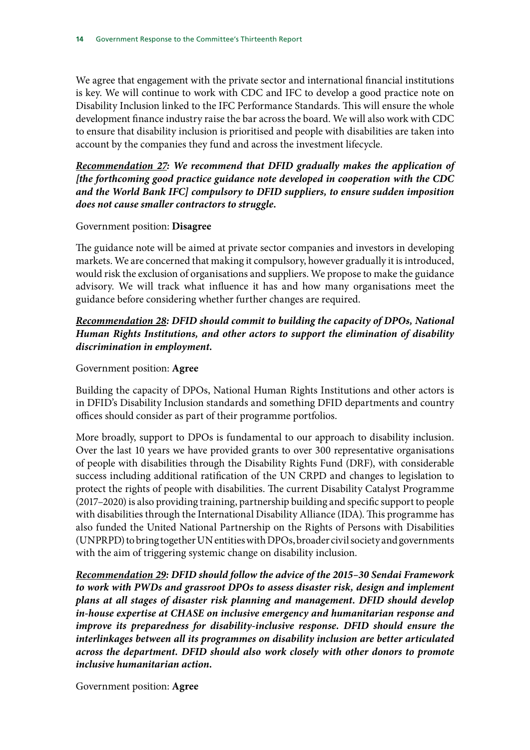We agree that engagement with the private sector and international financial institutions is key. We will continue to work with CDC and IFC to develop a good practice note on Disability Inclusion linked to the IFC Performance Standards. This will ensure the whole development finance industry raise the bar across the board. We will also work with CDC to ensure that disability inclusion is prioritised and people with disabilities are taken into account by the companies they fund and across the investment lifecycle.

***Recommendation 27*: We recommend that DFID gradually makes the application of [the forthcoming good practice guidance note developed in cooperation with the CDC and the World Bank IFC] compulsory to DFID suppliers, to ensure sudden imposition does not cause smaller contractors to struggle.**

Government position: **Disagree**

The guidance note will be aimed at private sector companies and investors in developing markets. We are concerned that making it compulsory, however gradually it is introduced, would risk the exclusion of organisations and suppliers. We propose to make the guidance advisory. We will track what influence it has and how many organisations meet the guidance before considering whether further changes are required.

***Recommendation 28*: DFID should commit to building the capacity of DPOs, National Human Rights Institutions, and other actors to support the elimination of disability discrimination in employment.**

Government position: **Agree**

Building the capacity of DPOs, National Human Rights Institutions and other actors is in DFID's Disability Inclusion standards and something DFID departments and country offices should consider as part of their programme portfolios.

More broadly, support to DPOs is fundamental to our approach to disability inclusion. Over the last 10 years we have provided grants to over 300 representative organisations of people with disabilities through the Disability Rights Fund (DRF), with considerable success including additional ratification of the UN CRPD and changes to legislation to protect the rights of people with disabilities. The current Disability Catalyst Programme (2017–2020) is also providing training, partnership building and specific support to people with disabilities through the International Disability Alliance (IDA). This programme has also funded the United National Partnership on the Rights of Persons with Disabilities (UNPRPD) to bring together UN entities with DPOs, broader civil society and governments with the aim of triggering systemic change on disability inclusion.

***Recommendation 29*: DFID should follow the advice of the 2015–30 Sendai Framework to work with PWDs and grassroot DPOs to assess disaster risk, design and implement plans at all stages of disaster risk planning and management. DFID should develop in-house expertise at CHASE on inclusive emergency and humanitarian response and improve its preparedness for disability-inclusive response. DFID should ensure the interlinkages between all its programmes on disability inclusion are better articulated across the department. DFID should also work closely with other donors to promote inclusive humanitarian action.**

Government position: **Agree**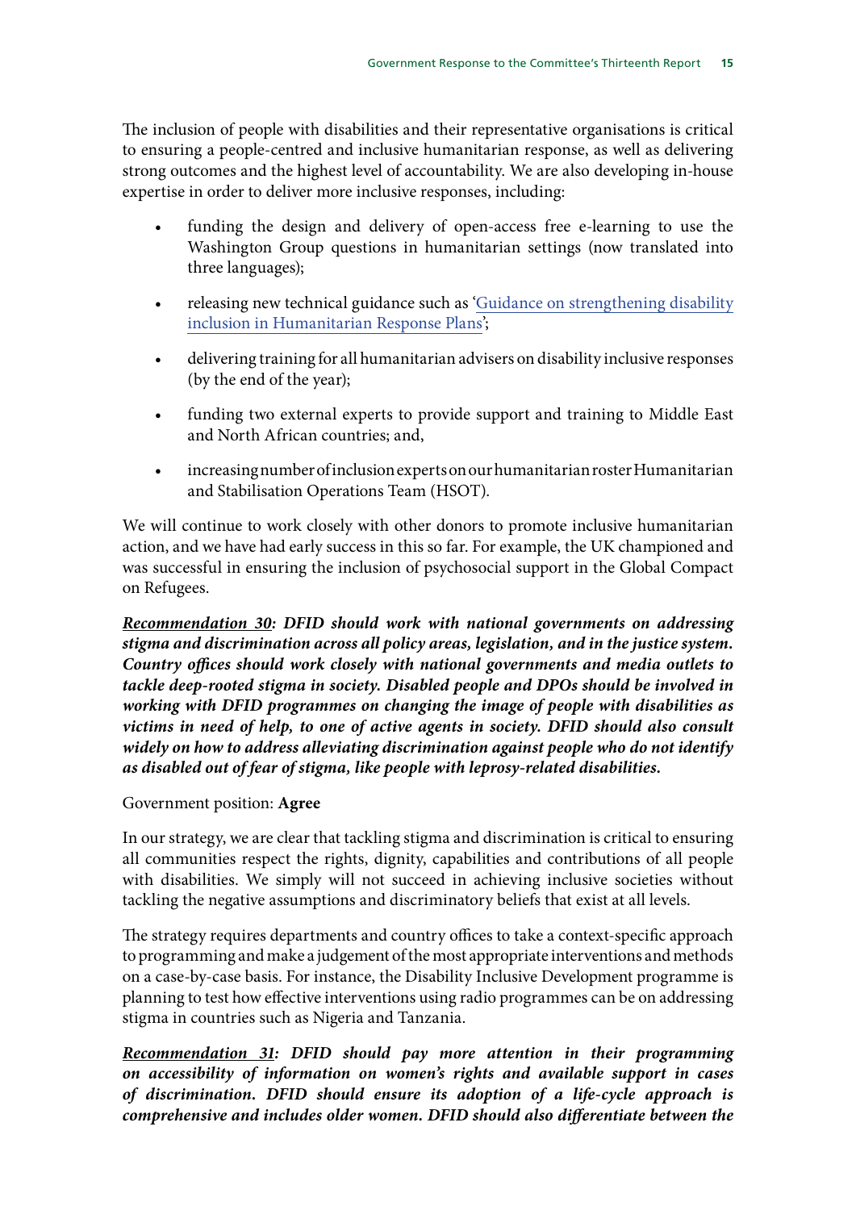The inclusion of people with disabilities and their representative organisations is critical to ensuring a people-centred and inclusive humanitarian response, as well as delivering strong outcomes and the highest level of accountability. We are also developing in-house expertise in order to deliver more inclusive responses, including:

- funding the design and delivery of open-access free e-learning to use the Washington Group questions in humanitarian settings (now translated into three languages);
- releasing new technical guidance such as 'Guidance on strengthening disability inclusion in Humanitarian Response Plans';
- delivering training for all humanitarian advisers on disability inclusive responses (by the end of the year);
- funding two external experts to provide support and training to Middle East and North African countries; and,
- increasing number of inclusion experts on our humanitarian roster Humanitarian and Stabilisation Operations Team (HSOT).

We will continue to work closely with other donors to promote inclusive humanitarian action, and we have had early success in this so far. For example, the UK championed and was successful in ensuring the inclusion of psychosocial support in the Global Compact on Refugees.

***<u>Recommendation 30</u>: DFID should work with national governments on addressing stigma and discrimination across all policy areas, legislation, and in the justice system. Country offices should work closely with national governments and media outlets to tackle deep-rooted stigma in society. Disabled people and DPOs should be involved in working with DFID programmes on changing the image of people with disabilities as victims in need of help, to one of active agents in society. DFID should also consult widely on how to address alleviating discrimination against people who do not identify as disabled out of fear of stigma, like people with leprosy-related disabilities.***

Government position: **Agree**

In our strategy, we are clear that tackling stigma and discrimination is critical to ensuring all communities respect the rights, dignity, capabilities and contributions of all people with disabilities. We simply will not succeed in achieving inclusive societies without tackling the negative assumptions and discriminatory beliefs that exist at all levels.

The strategy requires departments and country offices to take a context-specific approach to programming and make a judgement of the most appropriate interventions and methods on a case-by-case basis. For instance, the Disability Inclusive Development programme is planning to test how effective interventions using radio programmes can be on addressing stigma in countries such as Nigeria and Tanzania.

***<u>Recommendation 31</u>: DFID should pay more attention in their programming on accessibility of information on women's rights and available support in cases of discrimination. DFID should ensure its adoption of a life-cycle approach is comprehensive and includes older women. DFID should also differentiate between the***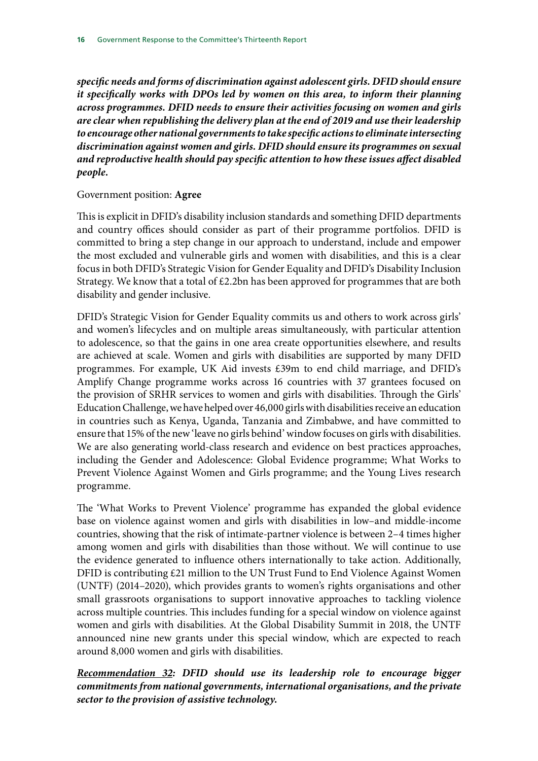***specific needs and forms of discrimination against adolescent girls. DFID should ensure it specifically works with DPOs led by women on this area, to inform their planning across programmes. DFID needs to ensure their activities focusing on women and girls are clear when republishing the delivery plan at the end of 2019 and use their leadership to encourage other national governments to take specific actions to eliminate intersecting discrimination against women and girls. DFID should ensure its programmes on sexual and reproductive health should pay specific attention to how these issues affect disabled people.***

Government position: **Agree**

This is explicit in DFID's disability inclusion standards and something DFID departments and country offices should consider as part of their programme portfolios. DFID is committed to bring a step change in our approach to understand, include and empower the most excluded and vulnerable girls and women with disabilities, and this is a clear focus in both DFID's Strategic Vision for Gender Equality and DFID's Disability Inclusion Strategy. We know that a total of £2.2bn has been approved for programmes that are both disability and gender inclusive.

DFID's Strategic Vision for Gender Equality commits us and others to work across girls' and women's lifecycles and on multiple areas simultaneously, with particular attention to adolescence, so that the gains in one area create opportunities elsewhere, and results are achieved at scale. Women and girls with disabilities are supported by many DFID programmes. For example, UK Aid invests £39m to end child marriage, and DFID's Amplify Change programme works across 16 countries with 37 grantees focused on the provision of SRHR services to women and girls with disabilities. Through the Girls' Education Challenge, we have helped over 46,000 girls with disabilities receive an education in countries such as Kenya, Uganda, Tanzania and Zimbabwe, and have committed to ensure that 15% of the new 'leave no girls behind' window focuses on girls with disabilities. We are also generating world-class research and evidence on best practices approaches, including the Gender and Adolescence: Global Evidence programme; What Works to Prevent Violence Against Women and Girls programme; and the Young Lives research programme.

The 'What Works to Prevent Violence' programme has expanded the global evidence base on violence against women and girls with disabilities in low–and middle-income countries, showing that the risk of intimate-partner violence is between 2–4 times higher among women and girls with disabilities than those without. We will continue to use the evidence generated to influence others internationally to take action. Additionally, DFID is contributing £21 million to the UN Trust Fund to End Violence Against Women (UNTF) (2014–2020), which provides grants to women's rights organisations and other small grassroots organisations to support innovative approaches to tackling violence across multiple countries. This includes funding for a special window on violence against women and girls with disabilities. At the Global Disability Summit in 2018, the UNTF announced nine new grants under this special window, which are expected to reach around 8,000 women and girls with disabilities.

***<u>Recommendation 32</u>: DFID should use its leadership role to encourage bigger commitments from national governments, international organisations, and the private sector to the provision of assistive technology.***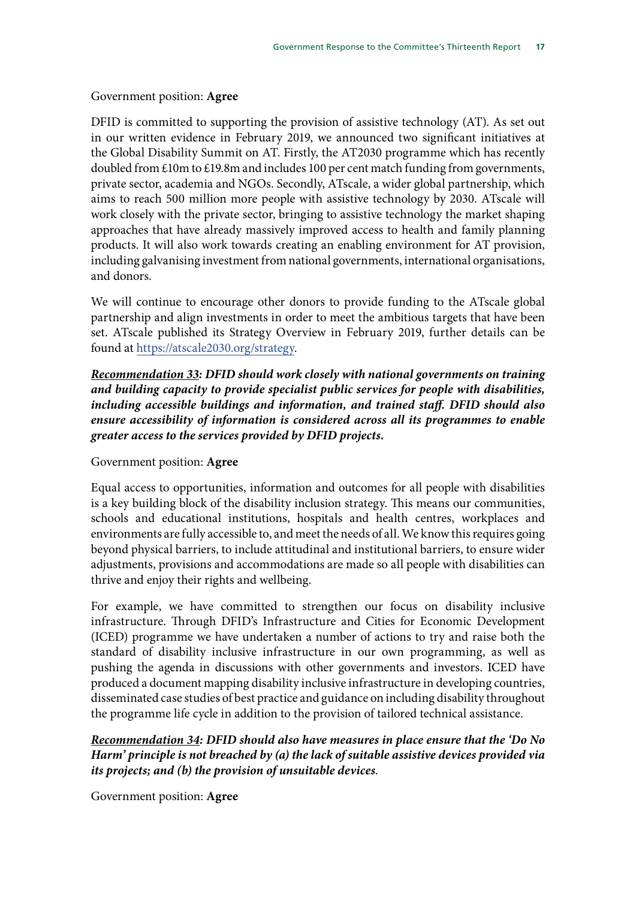Government position: **Agree**

DFID is committed to supporting the provision of assistive technology (AT). As set out in our written evidence in February 2019, we announced two significant initiatives at the Global Disability Summit on AT. Firstly, the AT2030 programme which has recently doubled from £10m to £19.8m and includes 100 per cent match funding from governments, private sector, academia and NGOs. Secondly, ATscale, a wider global partnership, which aims to reach 500 million more people with assistive technology by 2030. ATscale will work closely with the private sector, bringing to assistive technology the market shaping approaches that have already massively improved access to health and family planning products. It will also work towards creating an enabling environment for AT provision, including galvanising investment from national governments, international organisations, and donors.

We will continue to encourage other donors to provide funding to the ATscale global partnership and align investments in order to meet the ambitious targets that have been set. ATscale published its Strategy Overview in February 2019, further details can be found at [https://atscale2030.org/strategy](https://atscale2030.org/strategy).

***Recommendation 33*****: *DFID should work closely with national governments on training and building capacity to provide specialist public services for people with disabilities, including accessible buildings and information, and trained staff. DFID should also ensure accessibility of information is considered across all its programmes to enable greater access to the services provided by DFID projects.***

Government position: **Agree**

Equal access to opportunities, information and outcomes for all people with disabilities is a key building block of the disability inclusion strategy. This means our communities, schools and educational institutions, hospitals and health centres, workplaces and environments are fully accessible to, and meet the needs of all. We know this requires going beyond physical barriers, to include attitudinal and institutional barriers, to ensure wider adjustments, provisions and accommodations are made so all people with disabilities can thrive and enjoy their rights and wellbeing.

For example, we have committed to strengthen our focus on disability inclusive infrastructure. Through DFID's Infrastructure and Cities for Economic Development (ICED) programme we have undertaken a number of actions to try and raise both the standard of disability inclusive infrastructure in our own programming, as well as pushing the agenda in discussions with other governments and investors. ICED have produced a document mapping disability inclusive infrastructure in developing countries, disseminated case studies of best practice and guidance on including disability throughout the programme life cycle in addition to the provision of tailored technical assistance.

***Recommendation 34*****: *DFID should also have measures in place ensure that the 'Do No Harm' principle is not breached by (a) the lack of suitable assistive devices provided via its projects; and (b) the provision of unsuitable devices.***

Government position: **Agree**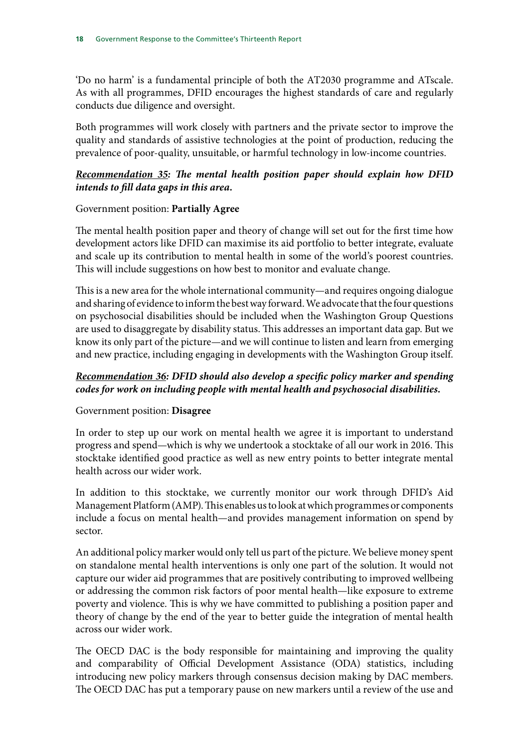'Do no harm' is a fundamental principle of both the AT2030 programme and ATscale. As with all programmes, DFID encourages the highest standards of care and regularly conducts due diligence and oversight.

Both programmes will work closely with partners and the private sector to improve the quality and standards of assistive technologies at the point of production, reducing the prevalence of poor-quality, unsuitable, or harmful technology in low-income countries.

***Recommendation 35*: *The mental health position paper should explain how DFID intends to fill data gaps in this area.***

Government position: **Partially Agree**

The mental health position paper and theory of change will set out for the first time how development actors like DFID can maximise its aid portfolio to better integrate, evaluate and scale up its contribution to mental health in some of the world's poorest countries. This will include suggestions on how best to monitor and evaluate change.

This is a new area for the whole international community—and requires ongoing dialogue and sharing of evidence to inform the best way forward. We advocate that the four questions on psychosocial disabilities should be included when the Washington Group Questions are used to disaggregate by disability status. This addresses an important data gap. But we know its only part of the picture—and we will continue to listen and learn from emerging and new practice, including engaging in developments with the Washington Group itself.

***Recommendation 36*: *DFID should also develop a specific policy marker and spending codes for work on including people with mental health and psychosocial disabilities.***

Government position: **Disagree**

In order to step up our work on mental health we agree it is important to understand progress and spend—which is why we undertook a stocktake of all our work in 2016. This stocktake identified good practice as well as new entry points to better integrate mental health across our wider work.

In addition to this stocktake, we currently monitor our work through DFID's Aid Management Platform (AMP). This enables us to look at which programmes or components include a focus on mental health—and provides management information on spend by sector.

An additional policy marker would only tell us part of the picture. We believe money spent on standalone mental health interventions is only one part of the solution. It would not capture our wider aid programmes that are positively contributing to improved wellbeing or addressing the common risk factors of poor mental health—like exposure to extreme poverty and violence. This is why we have committed to publishing a position paper and theory of change by the end of the year to better guide the integration of mental health across our wider work.

The OECD DAC is the body responsible for maintaining and improving the quality and comparability of Official Development Assistance (ODA) statistics, including introducing new policy markers through consensus decision making by DAC members. The OECD DAC has put a temporary pause on new markers until a review of the use and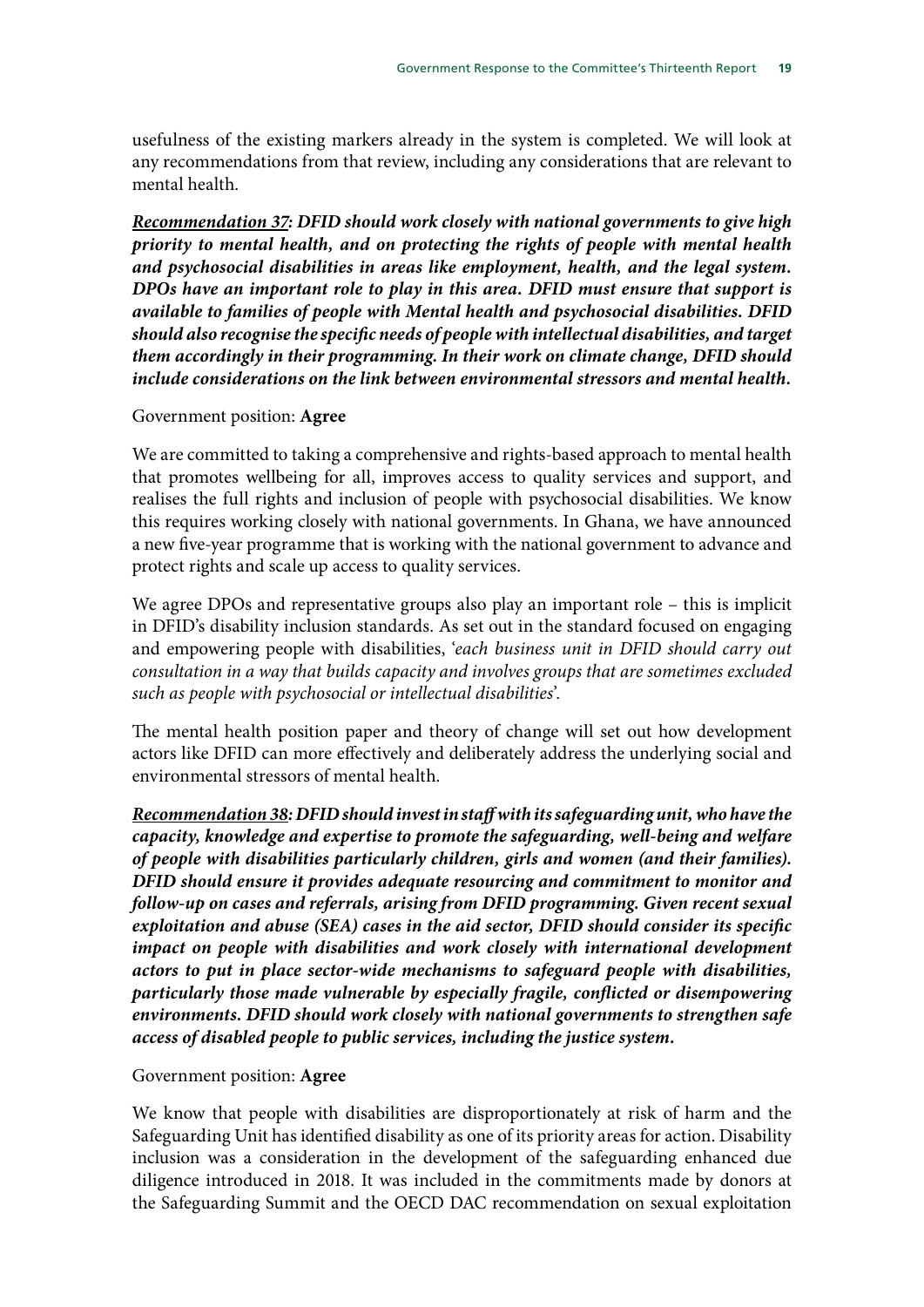usefulness of the existing markers already in the system is completed. We will look at any recommendations from that review, including any considerations that are relevant to mental health.

***Recommendation 37*: DFID should work closely with national governments to give high priority to mental health, and on protecting the rights of people with mental health and psychosocial disabilities in areas like employment, health, and the legal system. DPOs have an important role to play in this area. DFID must ensure that support is available to families of people with Mental health and psychosocial disabilities. DFID should also recognise the specific needs of people with intellectual disabilities, and target them accordingly in their programming. In their work on climate change, DFID should include considerations on the link between environmental stressors and mental health.**

Government position: **Agree**

We are committed to taking a comprehensive and rights-based approach to mental health that promotes wellbeing for all, improves access to quality services and support, and realises the full rights and inclusion of people with psychosocial disabilities. We know this requires working closely with national governments. In Ghana, we have announced a new five-year programme that is working with the national government to advance and protect rights and scale up access to quality services.

We agree DPOs and representative groups also play an important role – this is implicit in DFID's disability inclusion standards. As set out in the standard focused on engaging and empowering people with disabilities, '*each business unit in DFID should carry out consultation in a way that builds capacity and involves groups that are sometimes excluded such as people with psychosocial or intellectual disabilities*'.

The mental health position paper and theory of change will set out how development actors like DFID can more effectively and deliberately address the underlying social and environmental stressors of mental health.

***Recommendation 38*: DFID should invest in staff with its safeguarding unit, who have the capacity, knowledge and expertise to promote the safeguarding, well-being and welfare of people with disabilities particularly children, girls and women (and their families). DFID should ensure it provides adequate resourcing and commitment to monitor and follow-up on cases and referrals, arising from DFID programming. Given recent sexual exploitation and abuse (SEA) cases in the aid sector, DFID should consider its specific impact on people with disabilities and work closely with international development actors to put in place sector-wide mechanisms to safeguard people with disabilities, particularly those made vulnerable by especially fragile, conflicted or disempowering environments. DFID should work closely with national governments to strengthen safe access of disabled people to public services, including the justice system.**

Government position: **Agree**

We know that people with disabilities are disproportionately at risk of harm and the Safeguarding Unit has identified disability as one of its priority areas for action. Disability inclusion was a consideration in the development of the safeguarding enhanced due diligence introduced in 2018. It was included in the commitments made by donors at the Safeguarding Summit and the OECD DAC recommendation on sexual exploitation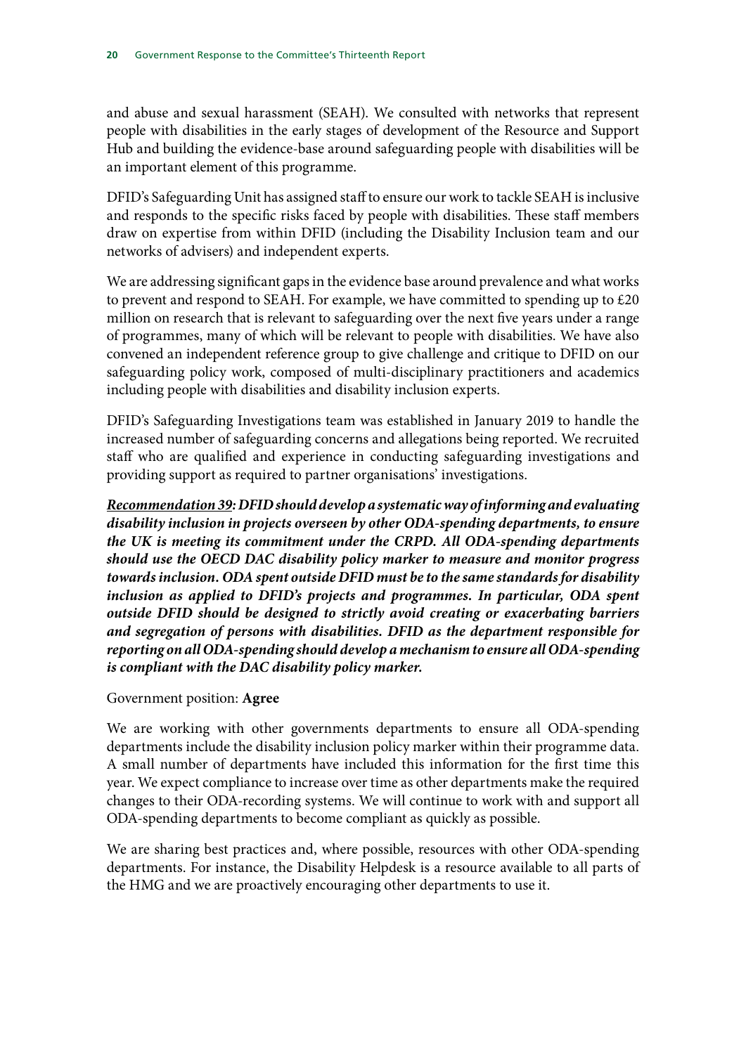and abuse and sexual harassment (SEAH). We consulted with networks that represent people with disabilities in the early stages of development of the Resource and Support Hub and building the evidence-base around safeguarding people with disabilities will be an important element of this programme.

DFID's Safeguarding Unit has assigned staff to ensure our work to tackle SEAH is inclusive and responds to the specific risks faced by people with disabilities. These staff members draw on expertise from within DFID (including the Disability Inclusion team and our networks of advisers) and independent experts.

We are addressing significant gaps in the evidence base around prevalence and what works to prevent and respond to SEAH. For example, we have committed to spending up to £20 million on research that is relevant to safeguarding over the next five years under a range of programmes, many of which will be relevant to people with disabilities. We have also convened an independent reference group to give challenge and critique to DFID on our safeguarding policy work, composed of multi-disciplinary practitioners and academics including people with disabilities and disability inclusion experts.

DFID's Safeguarding Investigations team was established in January 2019 to handle the increased number of safeguarding concerns and allegations being reported. We recruited staff who are qualified and experience in conducting safeguarding investigations and providing support as required to partner organisations' investigations.

***Recommendation 39*: DFID should develop a systematic way of informing and evaluating disability inclusion in projects overseen by other ODA-spending departments, to ensure the UK is meeting its commitment under the CRPD. All ODA-spending departments should use the OECD DAC disability policy marker to measure and monitor progress towards inclusion. ODA spent outside DFID must be to the same standards for disability inclusion as applied to DFID's projects and programmes. In particular, ODA spent outside DFID should be designed to strictly avoid creating or exacerbating barriers and segregation of persons with disabilities. DFID as the department responsible for reporting on all ODA-spending should develop a mechanism to ensure all ODA-spending is compliant with the DAC disability policy marker.**

Government position: **Agree**

We are working with other governments departments to ensure all ODA-spending departments include the disability inclusion policy marker within their programme data. A small number of departments have included this information for the first time this year. We expect compliance to increase over time as other departments make the required changes to their ODA-recording systems. We will continue to work with and support all ODA-spending departments to become compliant as quickly as possible.

We are sharing best practices and, where possible, resources with other ODA-spending departments. For instance, the Disability Helpdesk is a resource available to all parts of the HMG and we are proactively encouraging other departments to use it.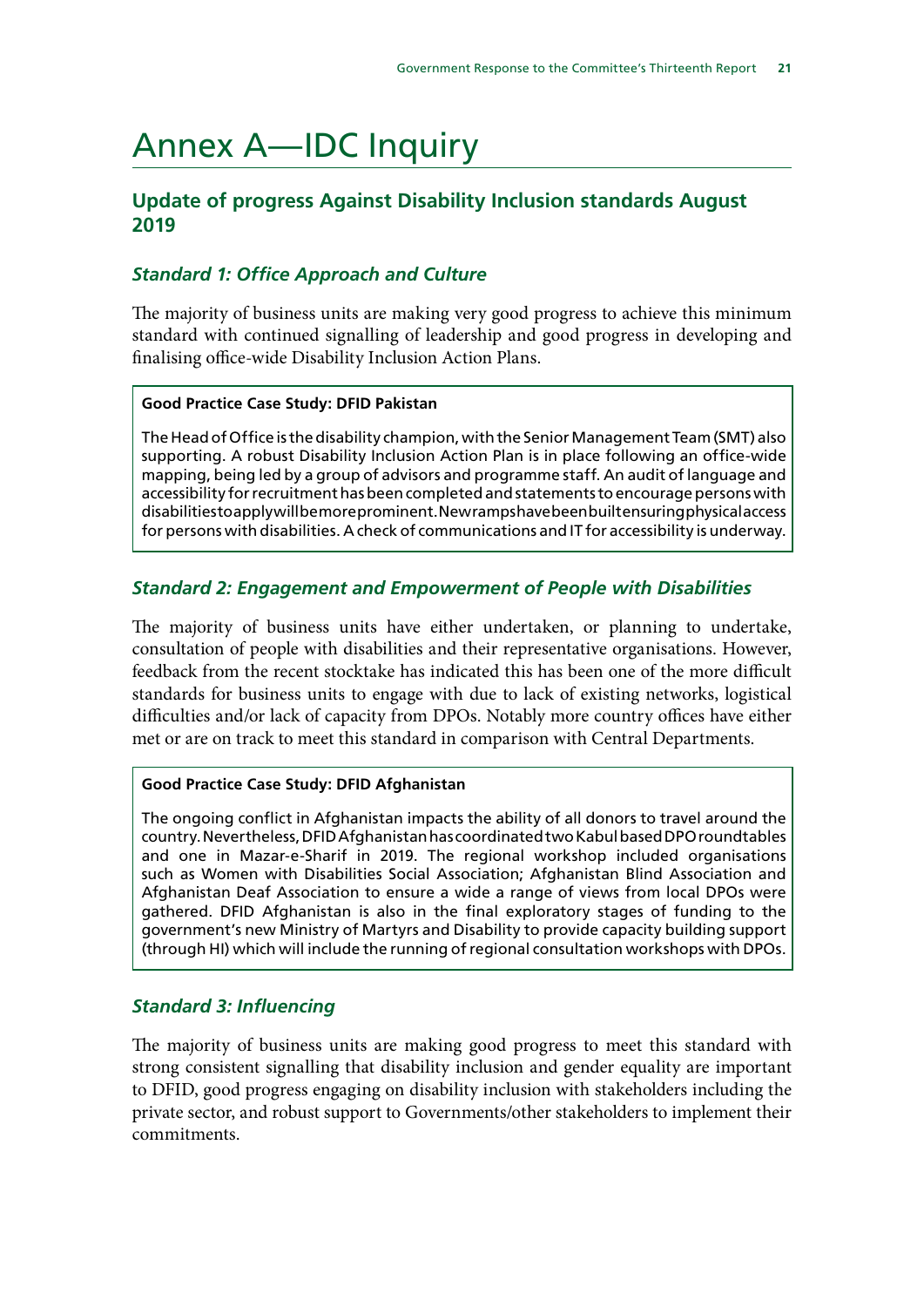# Annex A—IDC Inquiry

## Update of progress Against Disability Inclusion standards August 2019

### *Standard 1: Office Approach and Culture*

The majority of business units are making very good progress to achieve this minimum standard with continued signalling of leadership and good progress in developing and finalising office-wide Disability Inclusion Action Plans.

> **Good Practice Case Study: DFID Pakistan**
>
> The Head of Office is the disability champion, with the Senior Management Team (SMT) also supporting. A robust Disability Inclusion Action Plan is in place following an office-wide mapping, being led by a group of advisors and programme staff. An audit of language and accessibility for recruitment has been completed and statements to encourage persons with disabilities to apply will be more prominent. New ramps have been built ensuring physical access for persons with disabilities. A check of communications and IT for accessibility is underway.

### *Standard 2: Engagement and Empowerment of People with Disabilities*

The majority of business units have either undertaken, or planning to undertake, consultation of people with disabilities and their representative organisations. However, feedback from the recent stocktake has indicated this has been one of the more difficult standards for business units to engage with due to lack of existing networks, logistical difficulties and/or lack of capacity from DPOs. Notably more country offices have either met or are on track to meet this standard in comparison with Central Departments.

> **Good Practice Case Study: DFID Afghanistan**
>
> The ongoing conflict in Afghanistan impacts the ability of all donors to travel around the country. Nevertheless, DFID Afghanistan has coordinated two Kabul based DPO roundtables and one in Mazar-e-Sharif in 2019. The regional workshop included organisations such as Women with Disabilities Social Association; Afghanistan Blind Association and Afghanistan Deaf Association to ensure a wide a range of views from local DPOs were gathered. DFID Afghanistan is also in the final exploratory stages of funding to the government's new Ministry of Martyrs and Disability to provide capacity building support (through HI) which will include the running of regional consultation workshops with DPOs.

### *Standard 3: Influencing*

The majority of business units are making good progress to meet this standard with strong consistent signalling that disability inclusion and gender equality are important to DFID, good progress engaging on disability inclusion with stakeholders including the private sector, and robust support to Governments/other stakeholders to implement their commitments.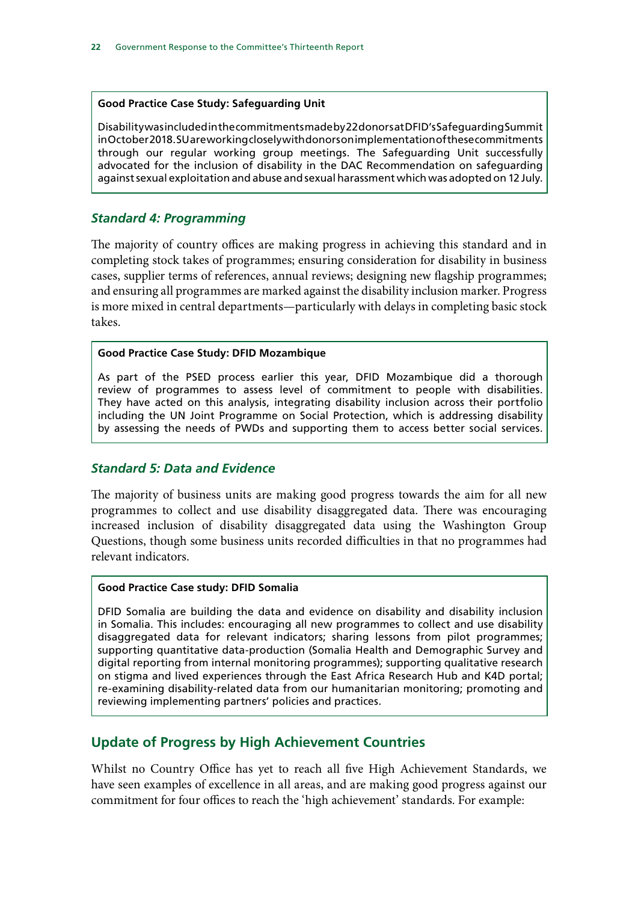**Good Practice Case Study: Safeguarding Unit**

Disability was included in the commitments made by 22 donors at DFID's Safeguarding Summit in October 2018. SU are working closely with donors on implementation of these commitments through our regular working group meetings. The Safeguarding Unit successfully advocated for the inclusion of disability in the DAC Recommendation on safeguarding against sexual exploitation and abuse and sexual harassment which was adopted on 12 July.

### *Standard 4: Programming*

The majority of country offices are making progress in achieving this standard and in completing stock takes of programmes; ensuring consideration for disability in business cases, supplier terms of references, annual reviews; designing new flagship programmes; and ensuring all programmes are marked against the disability inclusion marker. Progress is more mixed in central departments—particularly with delays in completing basic stock takes.

**Good Practice Case Study: DFID Mozambique**

As part of the PSED process earlier this year, DFID Mozambique did a thorough review of programmes to assess level of commitment to people with disabilities. They have acted on this analysis, integrating disability inclusion across their portfolio including the UN Joint Programme on Social Protection, which is addressing disability by assessing the needs of PWDs and supporting them to access better social services.

### *Standard 5: Data and Evidence*

The majority of business units are making good progress towards the aim for all new programmes to collect and use disability disaggregated data. There was encouraging increased inclusion of disability disaggregated data using the Washington Group Questions, though some business units recorded difficulties in that no programmes had relevant indicators.

**Good Practice Case study: DFID Somalia**

DFID Somalia are building the data and evidence on disability and disability inclusion in Somalia. This includes: encouraging all new programmes to collect and use disability disaggregated data for relevant indicators; sharing lessons from pilot programmes; supporting quantitative data-production (Somalia Health and Demographic Survey and digital reporting from internal monitoring programmes); supporting qualitative research on stigma and lived experiences through the East Africa Research Hub and K4D portal; re-examining disability-related data from our humanitarian monitoring; promoting and reviewing implementing partners' policies and practices.

## Update of Progress by High Achievement Countries

Whilst no Country Office has yet to reach all five High Achievement Standards, we have seen examples of excellence in all areas, and are making good progress against our commitment for four offices to reach the 'high achievement' standards. For example: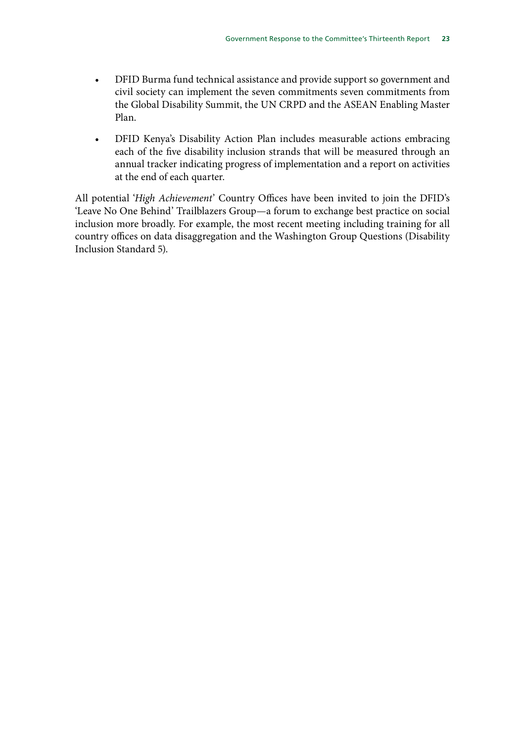- DFID Burma fund technical assistance and provide support so government and civil society can implement the seven commitments seven commitments from the Global Disability Summit, the UN CRPD and the ASEAN Enabling Master Plan.
- DFID Kenya's Disability Action Plan includes measurable actions embracing each of the five disability inclusion strands that will be measured through an annual tracker indicating progress of implementation and a report on activities at the end of each quarter.

All potential '*High Achievement*' Country Offices have been invited to join the DFID's 'Leave No One Behind' Trailblazers Group—a forum to exchange best practice on social inclusion more broadly. For example, the most recent meeting including training for all country offices on data disaggregation and the Washington Group Questions (Disability Inclusion Standard 5).